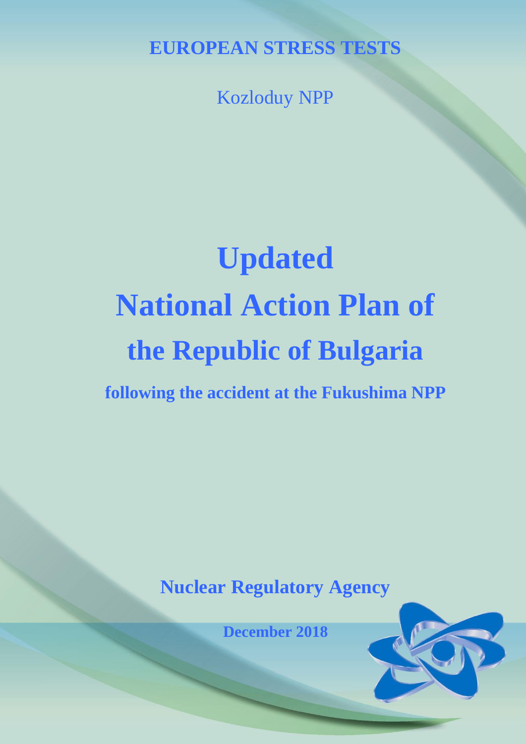**EUROPEAN STRESS TESTS**

Kozloduy NPP

# Updated National Action Plan of the Republic of Bulgaria

**following the accident at the Fukushima NPP**

**Nuclear Regulatory Agency**

**December 2018**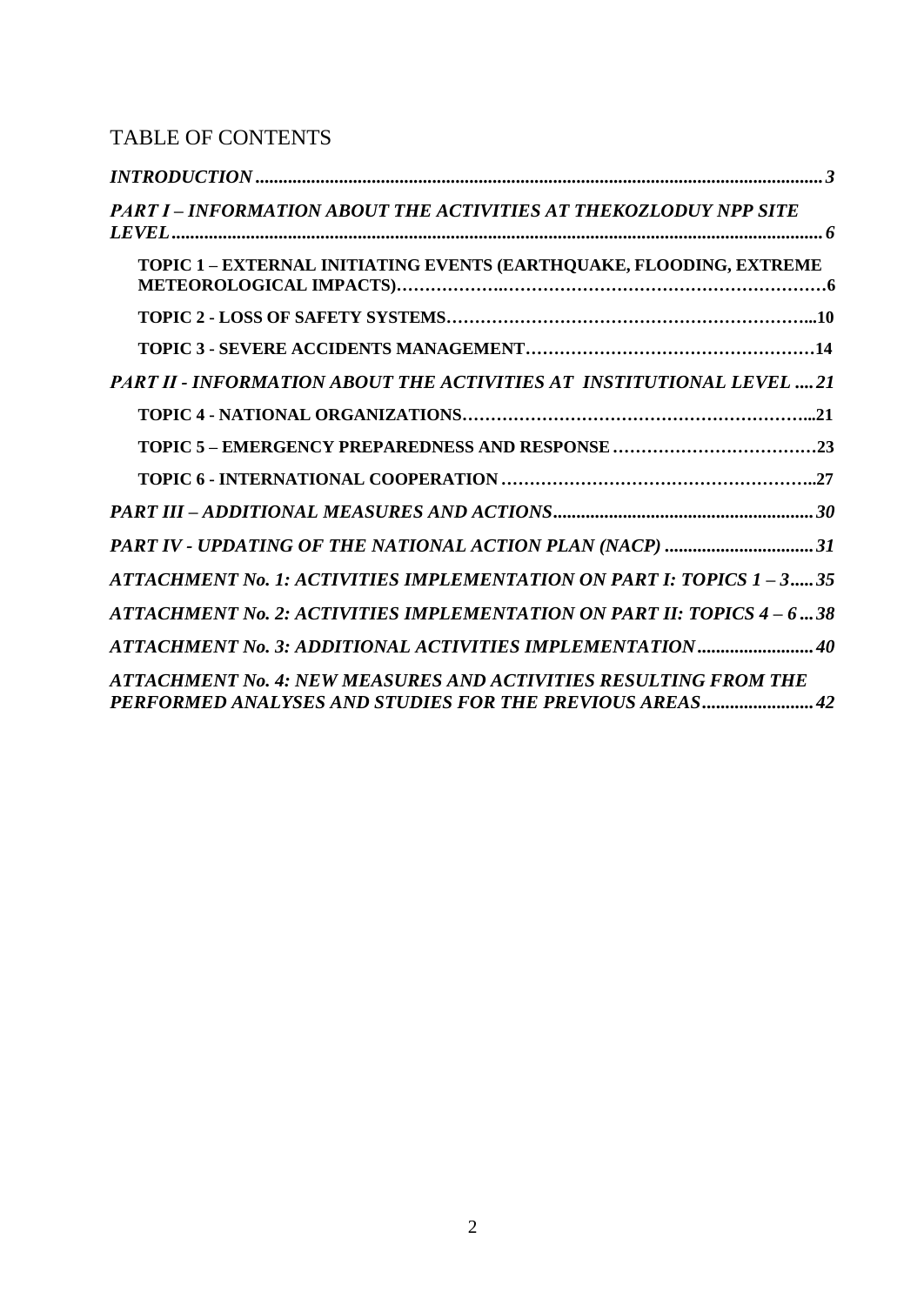# TABLE OF CONTENTS

*INTRODUCTION* ........................................................................................................................ *3*

*PART I – INFORMATION ABOUT THE ACTIVITIES AT THEKOZLODUY NPP SITE LEVEL* .......................................................................................................................................... *6*

**TOPIC 1 – EXTERNAL INITIATING EVENTS (EARTHQUAKE, FLOODING, EXTREME METEOROLOGICAL IMPACTS)**……………….………………………………………………6

**TOPIC 2 - LOSS OF SAFETY SYSTEMS**………………………………………………………...10

**TOPIC 3 - SEVERE ACCIDENTS MANAGEMENT**……………………………………………14

*PART II - INFORMATION ABOUT THE ACTIVITIES AT INSTITUTIONAL LEVEL* .... *21*

**TOPIC 4 - NATIONAL ORGANIZATIONS**……………………………………………………...21

**TOPIC 5 – EMERGENCY PREPAREDNESS AND RESPONSE** ………………………………23

**TOPIC 6 - INTERNATIONAL COOPERATION** ………………………………………………..27

*PART III – ADDITIONAL MEASURES AND ACTIONS* ....................................................... *30*

*PART IV - UPDATING OF THE NATIONAL ACTION PLAN (NACP)* ............................... *31*

*ATTACHMENT No. 1: ACTIVITIES IMPLEMENTATION ON PART I: TOPICS 1 – 3* ..... *35*

*ATTACHMENT No. 2: ACTIVITIES IMPLEMENTATION ON PART II: TOPICS 4 – 6* ... *38*

*ATTACHMENT No. 3: ADDITIONAL ACTIVITIES IMPLEMENTATION* ......................... *40*

*ATTACHMENT No. 4: NEW MEASURES AND ACTIVITIES RESULTING FROM THE PERFORMED ANALYSES AND STUDIES FOR THE PREVIOUS AREAS* ....................... *42*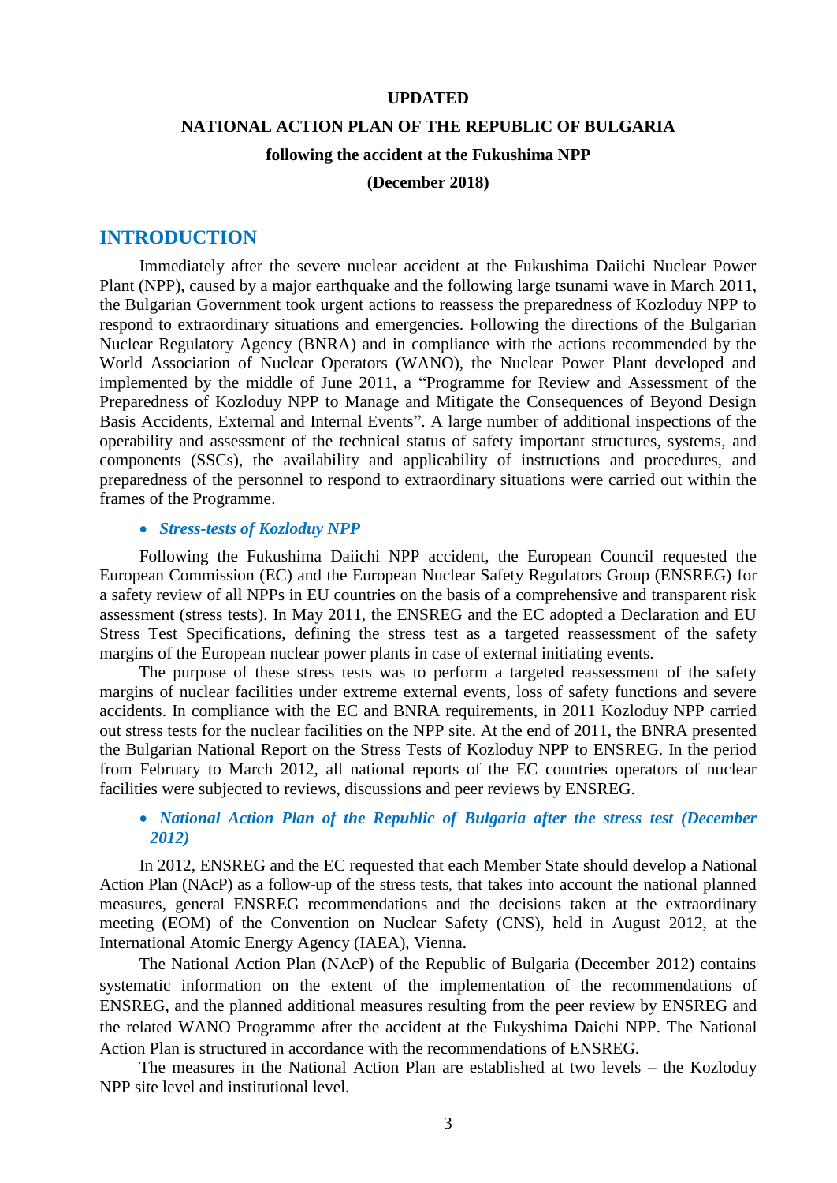**UPDATED**

**NATIONAL ACTION PLAN OF THE REPUBLIC OF BULGARIA**

**following the accident at the Fukushima NPP**

**(December 2018)**

# INTRODUCTION

Immediately after the severe nuclear accident at the Fukushima Daiichi Nuclear Power Plant (NPP), caused by a major earthquake and the following large tsunami wave in March 2011, the Bulgarian Government took urgent actions to reassess the preparedness of Kozloduy NPP to respond to extraordinary situations and emergencies. Following the directions of the Bulgarian Nuclear Regulatory Agency (BNRA) and in compliance with the actions recommended by the World Association of Nuclear Operators (WANO), the Nuclear Power Plant developed and implemented by the middle of June 2011, a "Programme for Review and Assessment of the Preparedness of Kozloduy NPP to Manage and Mitigate the Consequences of Beyond Design Basis Accidents, External and Internal Events". A large number of additional inspections of the operability and assessment of the technical status of safety important structures, systems, and components (SSCs), the availability and applicability of instructions and procedures, and preparedness of the personnel to respond to extraordinary situations were carried out within the frames of the Programme.

- ***Stress-tests of Kozloduy NPP***

Following the Fukushima Daiichi NPP accident, the European Council requested the European Commission (EC) and the European Nuclear Safety Regulators Group (ENSREG) for a safety review of all NPPs in EU countries on the basis of a comprehensive and transparent risk assessment (stress tests). In May 2011, the ENSREG and the EC adopted a Declaration and EU Stress Test Specifications, defining the stress test as a targeted reassessment of the safety margins of the European nuclear power plants in case of external initiating events.

The purpose of these stress tests was to perform a targeted reassessment of the safety margins of nuclear facilities under extreme external events, loss of safety functions and severe accidents. In compliance with the EC and BNRA requirements, in 2011 Kozloduy NPP carried out stress tests for the nuclear facilities on the NPP site. At the end of 2011, the BNRA presented the Bulgarian National Report on the Stress Tests of Kozloduy NPP to ENSREG. In the period from February to March 2012, all national reports of the EC countries operators of nuclear facilities were subjected to reviews, discussions and peer reviews by ENSREG.

- ***National Action Plan of the Republic of Bulgaria after the stress test (December 2012)***

In 2012, ENSREG and the EC requested that each Member State should develop a National Action Plan (NAcP) as a follow-up of the stress tests, that takes into account the national planned measures, general ENSREG recommendations and the decisions taken at the extraordinary meeting (EOM) of the Convention on Nuclear Safety (CNS), held in August 2012, at the International Atomic Energy Agency (IAEA), Vienna.

The National Action Plan (NAcP) of the Republic of Bulgaria (December 2012) contains systematic information on the extent of the implementation of the recommendations of ENSREG, and the planned additional measures resulting from the peer review by ENSREG and the related WANO Programme after the accident at the Fukyshima Daichi NPP. The National Action Plan is structured in accordance with the recommendations of ENSREG.

The measures in the National Action Plan are established at two levels – the Kozloduy NPP site level and institutional level.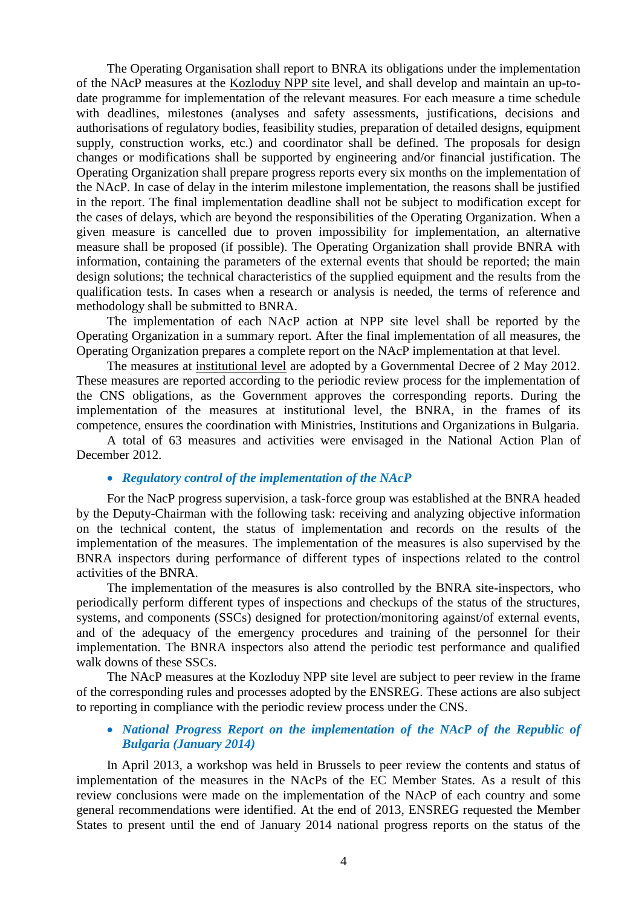The Operating Organisation shall report to BNRA its obligations under the implementation of the NAcP measures at the Kozloduy NPP site level, and shall develop and maintain an up-to-date programme for implementation of the relevant measures. For each measure a time schedule with deadlines, milestones (analyses and safety assessments, justifications, decisions and authorisations of regulatory bodies, feasibility studies, preparation of detailed designs, equipment supply, construction works, etc.) and coordinator shall be defined. The proposals for design changes or modifications shall be supported by engineering and/or financial justification. The Operating Organization shall prepare progress reports every six months on the implementation of the NAcP. In case of delay in the interim milestone implementation, the reasons shall be justified in the report. The final implementation deadline shall not be subject to modification except for the cases of delays, which are beyond the responsibilities of the Operating Organization. When a given measure is cancelled due to proven impossibility for implementation, an alternative measure shall be proposed (if possible). The Operating Organization shall provide BNRA with information, containing the parameters of the external events that should be reported; the main design solutions; the technical characteristics of the supplied equipment and the results from the qualification tests. In cases when a research or analysis is needed, the terms of reference and methodology shall be submitted to BNRA.

The implementation of each NAcP action at NPP site level shall be reported by the Operating Organization in a summary report. After the final implementation of all measures, the Operating Organization prepares a complete report on the NAcP implementation at that level.

The measures at institutional level are adopted by a Governmental Decree of 2 May 2012. These measures are reported according to the periodic review process for the implementation of the CNS obligations, as the Government approves the corresponding reports. During the implementation of the measures at institutional level, the BNRA, in the frames of its competence, ensures the coordination with Ministries, Institutions and Organizations in Bulgaria.

A total of 63 measures and activities were envisaged in the National Action Plan of December 2012.

- ***Regulatory control of the implementation of the NAcP***

For the NacP progress supervision, a task-force group was established at the BNRA headed by the Deputy-Chairman with the following task: receiving and analyzing objective information on the technical content, the status of implementation and records on the results of the implementation of the measures. The implementation of the measures is also supervised by the BNRA inspectors during performance of different types of inspections related to the control activities of the BNRA.

The implementation of the measures is also controlled by the BNRA site-inspectors, who periodically perform different types of inspections and checkups of the status of the structures, systems, and components (SSCs) designed for protection/monitoring against/of external events, and of the adequacy of the emergency procedures and training of the personnel for their implementation. The BNRA inspectors also attend the periodic test performance and qualified walk downs of these SSCs.

The NAcP measures at the Kozloduy NPP site level are subject to peer review in the frame of the corresponding rules and processes adopted by the ENSREG. These actions are also subject to reporting in compliance with the periodic review process under the CNS.

- ***National Progress Report on the implementation of the NAcP of the Republic of Bulgaria (January 2014)***

In April 2013, a workshop was held in Brussels to peer review the contents and status of implementation of the measures in the NAcPs of the EC Member States. As a result of this review conclusions were made on the implementation of the NAcP of each country and some general recommendations were identified. At the end of 2013, ENSREG requested the Member States to present until the end of January 2014 national progress reports on the status of the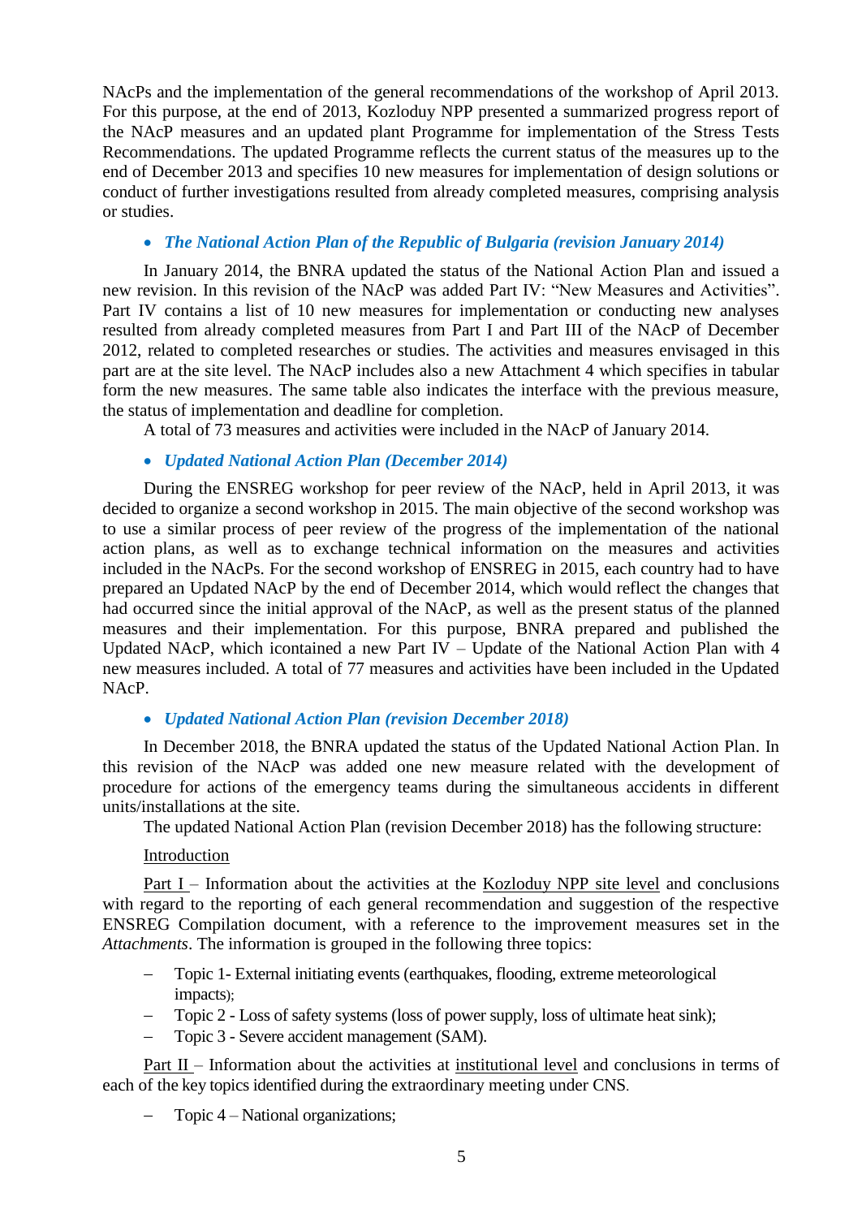NAcPs and the implementation of the general recommendations of the workshop of April 2013. For this purpose, at the end of 2013, Kozloduy NPP presented a summarized progress report of the NAcP measures and an updated plant Programme for implementation of the Stress Tests Recommendations. The updated Programme reflects the current status of the measures up to the end of December 2013 and specifies 10 new measures for implementation of design solutions or conduct of further investigations resulted from already completed measures, comprising analysis or studies.

- ***The National Action Plan of the Republic of Bulgaria (revision January 2014)***

In January 2014, the BNRA updated the status of the National Action Plan and issued a new revision. In this revision of the NAcP was added Part IV: "New Measures and Activities". Part IV contains a list of 10 new measures for implementation or conducting new analyses resulted from already completed measures from Part I and Part III of the NAcP of December 2012, related to completed researches or studies. The activities and measures envisaged in this part are at the site level. The NAcP includes also a new Attachment 4 which specifies in tabular form the new measures. The same table also indicates the interface with the previous measure, the status of implementation and deadline for completion.

A total of 73 measures and activities were included in the NAcP of January 2014.

- ***Updated National Action Plan (December 2014)***

During the ENSREG workshop for peer review of the NAcP, held in April 2013, it was decided to organize a second workshop in 2015. The main objective of the second workshop was to use a similar process of peer review of the progress of the implementation of the national action plans, as well as to exchange technical information on the measures and activities included in the NAcPs. For the second workshop of ENSREG in 2015, each country had to have prepared an Updated NAcP by the end of December 2014, which would reflect the changes that had occurred since the initial approval of the NAcP, as well as the present status of the planned measures and their implementation. For this purpose, BNRA prepared and published the Updated NAcP, which icontained a new Part IV – Update of the National Action Plan with 4 new measures included. A total of 77 measures and activities have been included in the Updated NAcP.

- ***Updated National Action Plan (revision December 2018)***

In December 2018, the BNRA updated the status of the Updated National Action Plan. In this revision of the NAcP was added one new measure related with the development of procedure for actions of the emergency teams during the simultaneous accidents in different units/installations at the site.

The updated National Action Plan (revision December 2018) has the following structure:

<u>Introduction</u>

<u>Part I</u> – Information about the activities at the <u>Kozloduy NPP site level</u> and conclusions with regard to the reporting of each general recommendation and suggestion of the respective ENSREG Compilation document, with a reference to the improvement measures set in the *Attachments*. The information is grouped in the following three topics:

- Topic 1- External initiating events (earthquakes, flooding, extreme meteorological impacts);
- Topic 2 - Loss of safety systems (loss of power supply, loss of ultimate heat sink);
- Topic 3 - Severe accident management (SAM).

<u>Part II</u> – Information about the activities at <u>institutional level</u> and conclusions in terms of each of the key topics identified during the extraordinary meeting under CNS.

- Topic 4 – National organizations;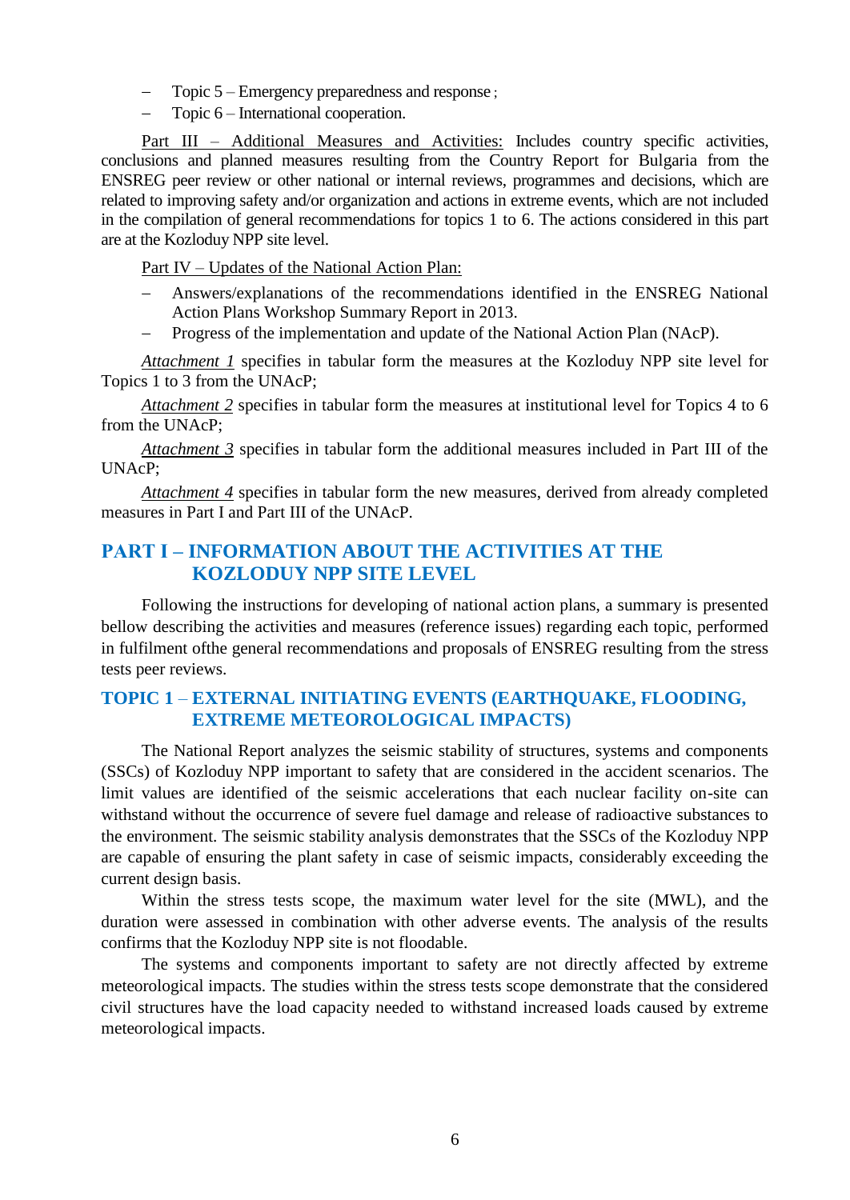- Topic 5 – Emergency preparedness and response ;
- Topic 6 – International cooperation.

Part III – Additional Measures and Activities: Includes country specific activities, conclusions and planned measures resulting from the Country Report for Bulgaria from the ENSREG peer review or other national or internal reviews, programmes and decisions, which are related to improving safety and/or organization and actions in extreme events, which are not included in the compilation of general recommendations for topics 1 to 6. The actions considered in this part are at the Kozloduy NPP site level.

Part IV – Updates of the National Action Plan:

- Answers/explanations of the recommendations identified in the ENSREG National Action Plans Workshop Summary Report in 2013.
- Progress of the implementation and update of the National Action Plan (NAcP).

*Attachment 1* specifies in tabular form the measures at the Kozloduy NPP site level for Topics 1 to 3 from the UNAcP;

*Attachment 2* specifies in tabular form the measures at institutional level for Topics 4 to 6 from the UNAcP;

*Attachment 3* specifies in tabular form the additional measures included in Part III of the UNAcP;

*Attachment 4* specifies in tabular form the new measures, derived from already completed measures in Part I and Part III of the UNAcP.

## PART I – INFORMATION ABOUT THE ACTIVITIES AT THE KOZLODUY NPP SITE LEVEL

Following the instructions for developing of national action plans, a summary is presented bellow describing the activities and measures (reference issues) regarding each topic, performed in fulfilment ofthe general recommendations and proposals of ENSREG resulting from the stress tests peer reviews.

### TOPIC 1 – EXTERNAL INITIATING EVENTS (EARTHQUAKE, FLOODING, EXTREME METEOROLOGICAL IMPACTS)

The National Report analyzes the seismic stability of structures, systems and components (SSCs) of Kozloduy NPP important to safety that are considered in the accident scenarios. The limit values are identified of the seismic accelerations that each nuclear facility on-site can withstand without the occurrence of severe fuel damage and release of radioactive substances to the environment. The seismic stability analysis demonstrates that the SSCs of the Kozloduy NPP are capable of ensuring the plant safety in case of seismic impacts, considerably exceeding the current design basis.

Within the stress tests scope, the maximum water level for the site (MWL), and the duration were assessed in combination with other adverse events. The analysis of the results confirms that the Kozloduy NPP site is not floodable.

The systems and components important to safety are not directly affected by extreme meteorological impacts. The studies within the stress tests scope demonstrate that the considered civil structures have the load capacity needed to withstand increased loads caused by extreme meteorological impacts.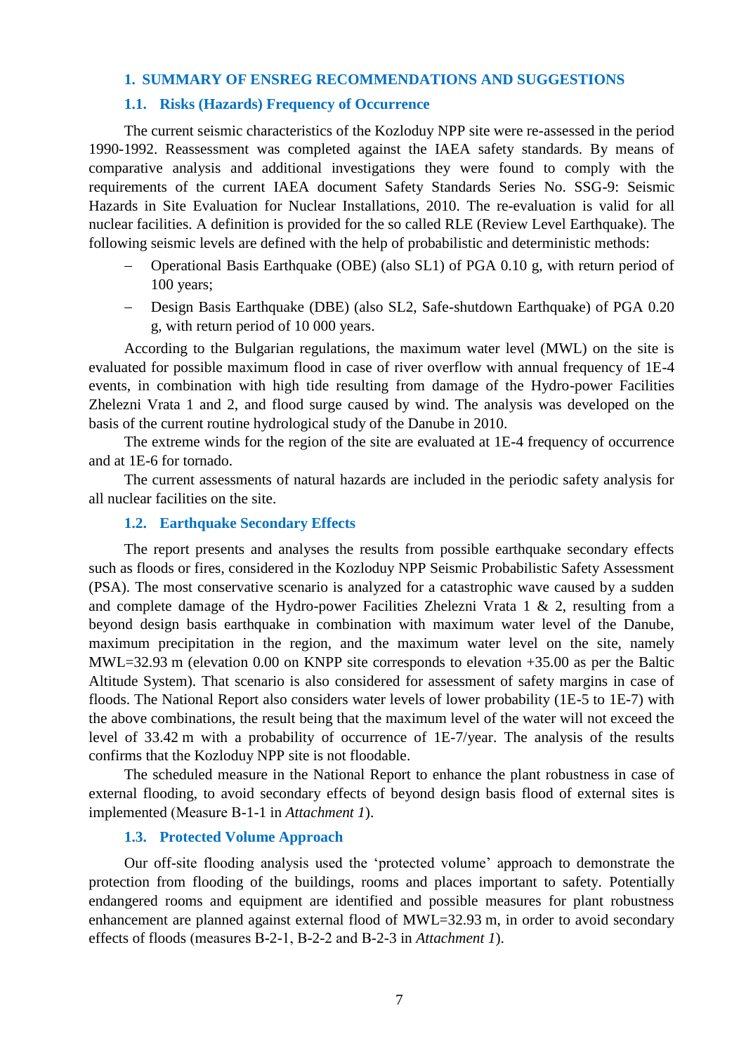# 1. SUMMARY OF ENSREG RECOMMENDATIONS AND SUGGESTIONS

## 1.1. Risks (Hazards) Frequency of Occurrence

The current seismic characteristics of the Kozloduy NPP site were re-assessed in the period 1990-1992. Reassessment was completed against the IAEA safety standards. By means of comparative analysis and additional investigations they were found to comply with the requirements of the current IAEA document Safety Standards Series No. SSG-9: Seismic Hazards in Site Evaluation for Nuclear Installations, 2010. The re-evaluation is valid for all nuclear facilities. A definition is provided for the so called RLE (Review Level Earthquake). The following seismic levels are defined with the help of probabilistic and deterministic methods:

- Operational Basis Earthquake (OBE) (also SL1) of PGA 0.10 g, with return period of 100 years;
- Design Basis Earthquake (DBE) (also SL2, Safe-shutdown Earthquake) of PGA 0.20 g, with return period of 10 000 years.

According to the Bulgarian regulations, the maximum water level (MWL) on the site is evaluated for possible maximum flood in case of river overflow with annual frequency of 1E-4 events, in combination with high tide resulting from damage of the Hydro-power Facilities Zhelezni Vrata 1 and 2, and flood surge caused by wind. The analysis was developed on the basis of the current routine hydrological study of the Danube in 2010.

The extreme winds for the region of the site are evaluated at 1E-4 frequency of occurrence and at 1E-6 for tornado.

The current assessments of natural hazards are included in the periodic safety analysis for all nuclear facilities on the site.

## 1.2. Earthquake Secondary Effects

The report presents and analyses the results from possible earthquake secondary effects such as floods or fires, considered in the Kozloduy NPP Seismic Probabilistic Safety Assessment (PSA). The most conservative scenario is analyzed for a catastrophic wave caused by a sudden and complete damage of the Hydro-power Facilities Zhelezni Vrata 1 & 2, resulting from a beyond design basis earthquake in combination with maximum water level of the Danube, maximum precipitation in the region, and the maximum water level on the site, namely MWL=32.93 m (elevation 0.00 on KNPP site corresponds to elevation +35.00 as per the Baltic Altitude System). That scenario is also considered for assessment of safety margins in case of floods. The National Report also considers water levels of lower probability (1E-5 to 1E-7) with the above combinations, the result being that the maximum level of the water will not exceed the level of 33.42 m with a probability of occurrence of 1E-7/year. The analysis of the results confirms that the Kozloduy NPP site is not floodable.

The scheduled measure in the National Report to enhance the plant robustness in case of external flooding, to avoid secondary effects of beyond design basis flood of external sites is implemented (Measure B-1-1 in *Attachment 1*).

## 1.3. Protected Volume Approach

Our off-site flooding analysis used the 'protected volume' approach to demonstrate the protection from flooding of the buildings, rooms and places important to safety. Potentially endangered rooms and equipment are identified and possible measures for plant robustness enhancement are planned against external flood of MWL=32.93 m, in order to avoid secondary effects of floods (measures B-2-1, B-2-2 and B-2-3 in *Attachment 1*).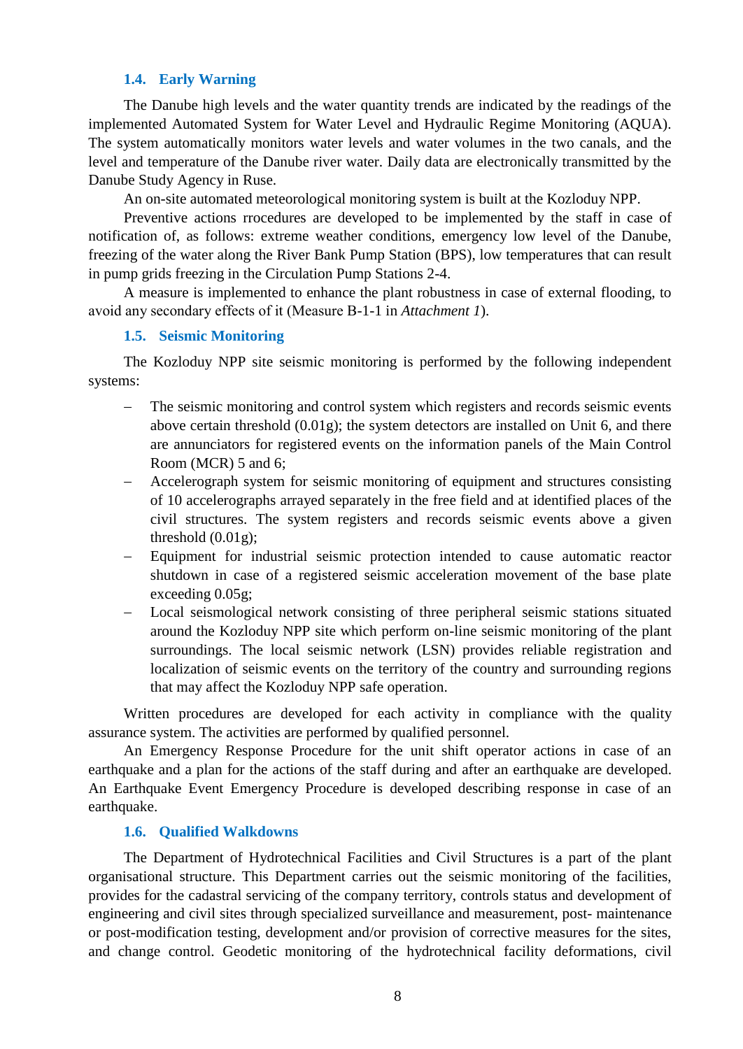### 1.4. Early Warning

The Danube high levels and the water quantity trends are indicated by the readings of the implemented Automated System for Water Level and Hydraulic Regime Monitoring (AQUA). The system automatically monitors water levels and water volumes in the two canals, and the level and temperature of the Danube river water. Daily data are electronically transmitted by the Danube Study Agency in Ruse.

An on-site automated meteorological monitoring system is built at the Kozloduy NPP.

Preventive actions rrocedures are developed to be implemented by the staff in case of notification of, as follows: extreme weather conditions, emergency low level of the Danube, freezing of the water along the River Bank Pump Station (BPS), low temperatures that can result in pump grids freezing in the Circulation Pump Stations 2-4.

A measure is implemented to enhance the plant robustness in case of external flooding, to avoid any secondary effects of it (Measure B-1-1 in *Attachment 1*).

### 1.5. Seismic Monitoring

The Kozloduy NPP site seismic monitoring is performed by the following independent systems:

- The seismic monitoring and control system which registers and records seismic events above certain threshold (0.01g); the system detectors are installed on Unit 6, and there are annunciators for registered events on the information panels of the Main Control Room (MCR) 5 and 6;
- Accelerograph system for seismic monitoring of equipment and structures consisting of 10 accelerographs arrayed separately in the free field and at identified places of the civil structures. The system registers and records seismic events above a given threshold (0.01g);
- Equipment for industrial seismic protection intended to cause automatic reactor shutdown in case of a registered seismic acceleration movement of the base plate exceeding 0.05g;
- Local seismological network consisting of three peripheral seismic stations situated around the Kozloduy NPP site which perform on-line seismic monitoring of the plant surroundings. The local seismic network (LSN) provides reliable registration and localization of seismic events on the territory of the country and surrounding regions that may affect the Kozloduy NPP safe operation.

Written procedures are developed for each activity in compliance with the quality assurance system. The activities are performed by qualified personnel.

An Emergency Response Procedure for the unit shift operator actions in case of an earthquake and a plan for the actions of the staff during and after an earthquake are developed. An Earthquake Event Emergency Procedure is developed describing response in case of an earthquake.

### 1.6. Qualified Walkdowns

The Department of Hydrotechnical Facilities and Civil Structures is a part of the plant organisational structure. This Department carries out the seismic monitoring of the facilities, provides for the cadastral servicing of the company territory, controls status and development of engineering and civil sites through specialized surveillance and measurement, post- maintenance or post-modification testing, development and/or provision of corrective measures for the sites, and change control. Geodetic monitoring of the hydrotechnical facility deformations, civil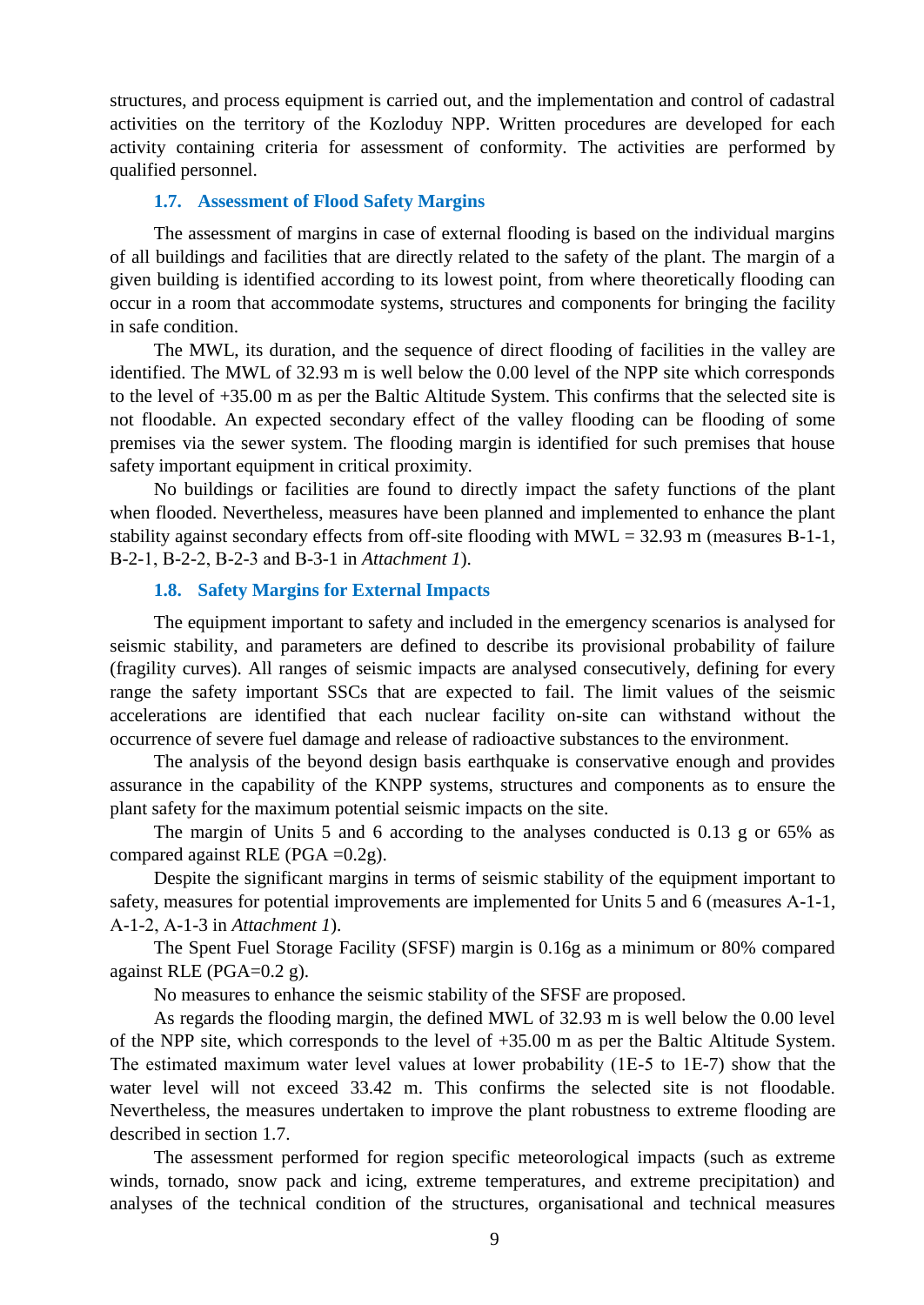structures, and process equipment is carried out, and the implementation and control of cadastral activities on the territory of the Kozloduy NPP. Written procedures are developed for each activity containing criteria for assessment of conformity. The activities are performed by qualified personnel.

### 1.7. Assessment of Flood Safety Margins

The assessment of margins in case of external flooding is based on the individual margins of all buildings and facilities that are directly related to the safety of the plant. The margin of a given building is identified according to its lowest point, from where theoretically flooding can occur in a room that accommodate systems, structures and components for bringing the facility in safe condition.

The MWL, its duration, and the sequence of direct flooding of facilities in the valley are identified. The MWL of 32.93 m is well below the 0.00 level of the NPP site which corresponds to the level of +35.00 m as per the Baltic Altitude System. This confirms that the selected site is not floodable. An expected secondary effect of the valley flooding can be flooding of some premises via the sewer system. The flooding margin is identified for such premises that house safety important equipment in critical proximity.

No buildings or facilities are found to directly impact the safety functions of the plant when flooded. Nevertheless, measures have been planned and implemented to enhance the plant stability against secondary effects from off-site flooding with MWL = 32.93 m (measures B-1-1, B-2-1, B-2-2, B-2-3 and B-3-1 in *Attachment 1*).

### 1.8. Safety Margins for External Impacts

The equipment important to safety and included in the emergency scenarios is analysed for seismic stability, and parameters are defined to describe its provisional probability of failure (fragility curves). All ranges of seismic impacts are analysed consecutively, defining for every range the safety important SSCs that are expected to fail. The limit values of the seismic accelerations are identified that each nuclear facility on-site can withstand without the occurrence of severe fuel damage and release of radioactive substances to the environment.

The analysis of the beyond design basis earthquake is conservative enough and provides assurance in the capability of the KNPP systems, structures and components as to ensure the plant safety for the maximum potential seismic impacts on the site.

The margin of Units 5 and 6 according to the analyses conducted is 0.13 g or 65% as compared against RLE (PGA =0.2g).

Despite the significant margins in terms of seismic stability of the equipment important to safety, measures for potential improvements are implemented for Units 5 and 6 (measures A-1-1, A-1-2, A-1-3 in *Attachment 1*).

The Spent Fuel Storage Facility (SFSF) margin is 0.16g as a minimum or 80% compared against RLE (PGA=0.2 g).

No measures to enhance the seismic stability of the SFSF are proposed.

As regards the flooding margin, the defined MWL of 32.93 m is well below the 0.00 level of the NPP site, which corresponds to the level of +35.00 m as per the Baltic Altitude System. The estimated maximum water level values at lower probability (1E-5 to 1E-7) show that the water level will not exceed 33.42 m. This confirms the selected site is not floodable. Nevertheless, the measures undertaken to improve the plant robustness to extreme flooding are described in section 1.7.

The assessment performed for region specific meteorological impacts (such as extreme winds, tornado, snow pack and icing, extreme temperatures, and extreme precipitation) and analyses of the technical condition of the structures, organisational and technical measures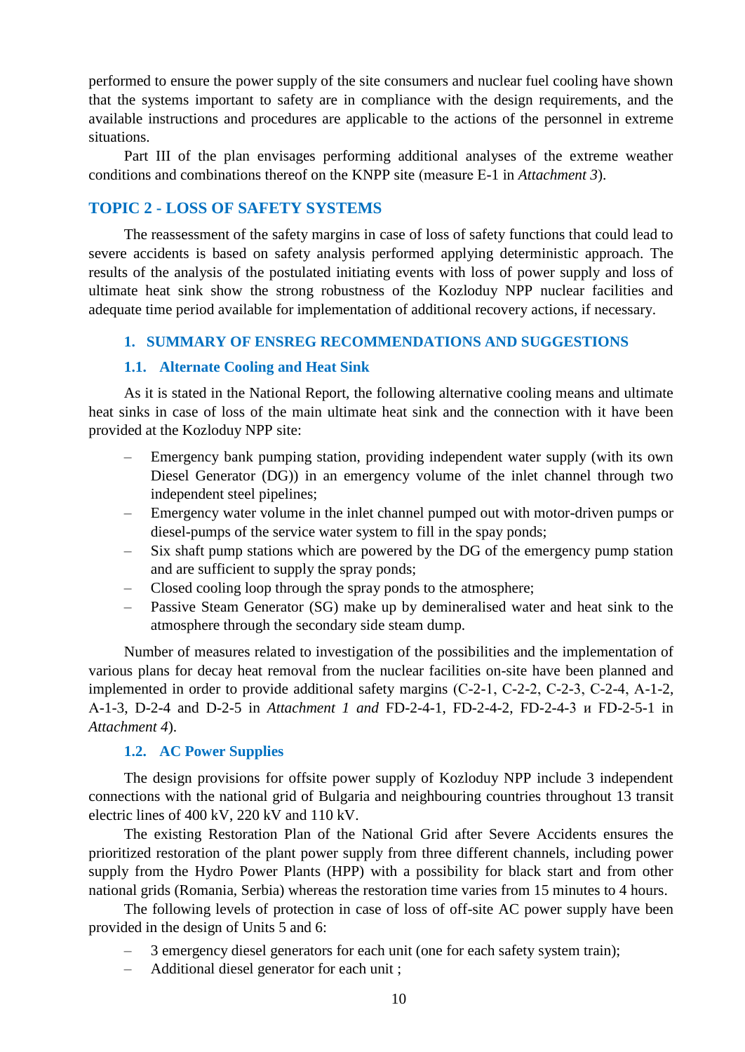performed to ensure the power supply of the site consumers and nuclear fuel cooling have shown that the systems important to safety are in compliance with the design requirements, and the available instructions and procedures are applicable to the actions of the personnel in extreme situations.

Part III of the plan envisages performing additional analyses of the extreme weather conditions and combinations thereof on the KNPP site (measure E-1 in *Attachment 3*).

## TOPIC 2 - LOSS OF SAFETY SYSTEMS

The reassessment of the safety margins in case of loss of safety functions that could lead to severe accidents is based on safety analysis performed applying deterministic approach. The results of the analysis of the postulated initiating events with loss of power supply and loss of ultimate heat sink show the strong robustness of the Kozloduy NPP nuclear facilities and adequate time period available for implementation of additional recovery actions, if necessary.

### 1. SUMMARY OF ENSREG RECOMMENDATIONS AND SUGGESTIONS

#### 1.1. Alternate Cooling and Heat Sink

As it is stated in the National Report, the following alternative cooling means and ultimate heat sinks in case of loss of the main ultimate heat sink and the connection with it have been provided at the Kozloduy NPP site:

- Emergency bank pumping station, providing independent water supply (with its own Diesel Generator (DG)) in an emergency volume of the inlet channel through two independent steel pipelines;
- Emergency water volume in the inlet channel pumped out with motor-driven pumps or diesel-pumps of the service water system to fill in the spay ponds;
- Six shaft pump stations which are powered by the DG of the emergency pump station and are sufficient to supply the spray ponds;
- Closed cooling loop through the spray ponds to the atmosphere;
- Passive Steam Generator (SG) make up by demineralised water and heat sink to the atmosphere through the secondary side steam dump.

Number of measures related to investigation of the possibilities and the implementation of various plans for decay heat removal from the nuclear facilities on-site have been planned and implemented in order to provide additional safety margins (C-2-1, C-2-2, C-2-3, C-2-4, A-1-2, A-1-3, D-2-4 and D-2-5 in *Attachment 1 and* FD-2-4-1, FD-2-4-2, FD-2-4-3 и FD-2-5-1 in *Attachment 4*).

#### 1.2. AC Power Supplies

The design provisions for offsite power supply of Kozloduy NPP include 3 independent connections with the national grid of Bulgaria and neighbouring countries throughout 13 transit electric lines of 400 kV, 220 kV and 110 kV.

The existing Restoration Plan of the National Grid after Severe Accidents ensures the prioritized restoration of the plant power supply from three different channels, including power supply from the Hydro Power Plants (HPP) with a possibility for black start and from other national grids (Romania, Serbia) whereas the restoration time varies from 15 minutes to 4 hours.

The following levels of protection in case of loss of off-site AC power supply have been provided in the design of Units 5 and 6:

- 3 emergency diesel generators for each unit (one for each safety system train);
- Additional diesel generator for each unit ;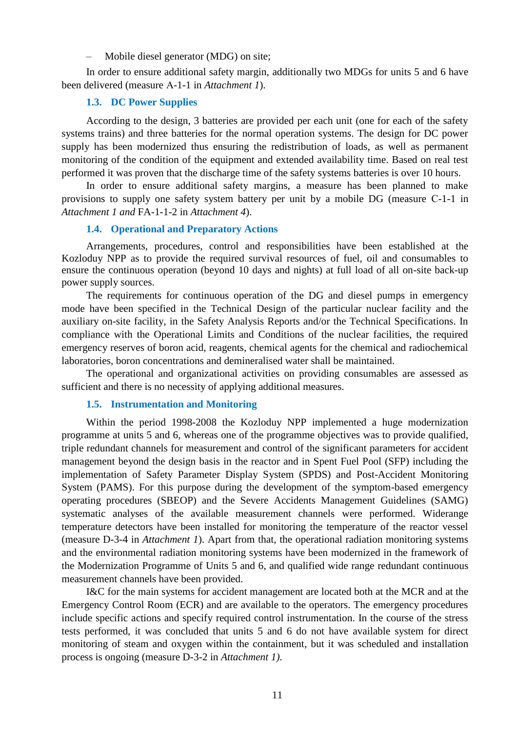– Mobile diesel generator (MDG) on site;

In order to ensure additional safety margin, additionally two MDGs for units 5 and 6 have been delivered (measure A-1-1 in *Attachment 1*).

### 1.3. DC Power Supplies

According to the design, 3 batteries are provided per each unit (one for each of the safety systems trains) and three batteries for the normal operation systems. The design for DC power supply has been modernized thus ensuring the redistribution of loads, as well as permanent monitoring of the condition of the equipment and extended availability time. Based on real test performed it was proven that the discharge time of the safety systems batteries is over 10 hours.

In order to ensure additional safety margins, a measure has been planned to make provisions to supply one safety system battery per unit by a mobile DG (measure C-1-1 in *Attachment 1 and* FA-1-1-2 in *Attachment 4*).

### 1.4. Operational and Preparatory Actions

Arrangements, procedures, control and responsibilities have been established at the Kozloduy NPP as to provide the required survival resources of fuel, oil and consumables to ensure the continuous operation (beyond 10 days and nights) at full load of all on-site back-up power supply sources.

The requirements for continuous operation of the DG and diesel pumps in emergency mode have been specified in the Technical Design of the particular nuclear facility and the auxiliary on-site facility, in the Safety Analysis Reports and/or the Technical Specifications. In compliance with the Operational Limits and Conditions of the nuclear facilities, the required emergency reserves of boron acid, reagents, chemical agents for the chemical and radiochemical laboratories, boron concentrations and demineralised water shall be maintained.

The operational and organizational activities on providing consumables are assessed as sufficient and there is no necessity of applying additional measures.

### 1.5. Instrumentation and Monitoring

Within the period 1998-2008 the Kozloduy NPP implemented a huge modernization programme at units 5 and 6, whereas one of the programme objectives was to provide qualified, triple redundant channels for measurement and control of the significant parameters for accident management beyond the design basis in the reactor and in Spent Fuel Pool (SFP) including the implementation of Safety Parameter Display System (SPDS) and Post-Accident Monitoring System (PAMS). For this purpose during the development of the symptom-based emergency operating procedures (SBEOP) and the Severe Accidents Management Guidelines (SAMG) systematic analyses of the available measurement channels were performed. Widerange temperature detectors have been installed for monitoring the temperature of the reactor vessel (measure D-3-4 in *Attachment 1*). Apart from that, the operational radiation monitoring systems and the environmental radiation monitoring systems have been modernized in the framework of the Modernization Programme of Units 5 and 6, and qualified wide range redundant continuous measurement channels have been provided.

I&C for the main systems for accident management are located both at the MCR and at the Emergency Control Room (ECR) and are available to the operators. The emergency procedures include specific actions and specify required control instrumentation. In the course of the stress tests performed, it was concluded that units 5 and 6 do not have available system for direct monitoring of steam and oxygen within the containment, but it was scheduled and installation process is ongoing (measure D-3-2 in *Attachment 1).*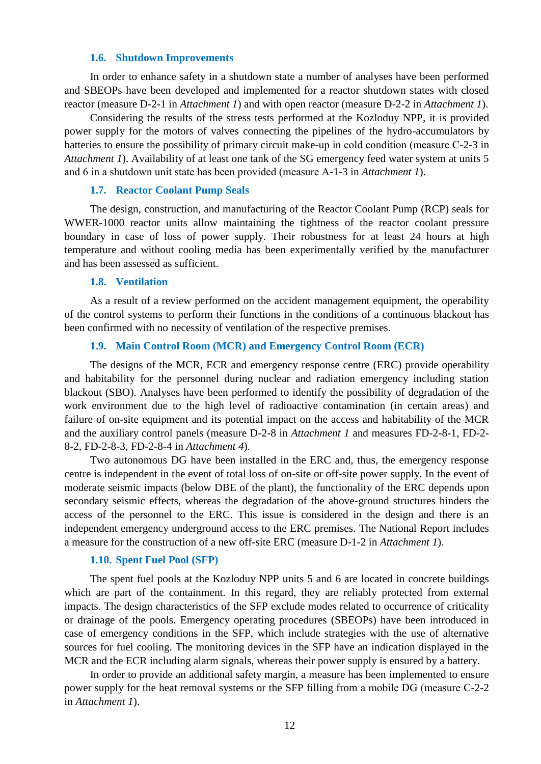### 1.6. Shutdown Improvements

In order to enhance safety in a shutdown state a number of analyses have been performed and SBEOPs have been developed and implemented for a reactor shutdown states with closed reactor (measure D-2-1 in *Attachment 1*) and with open reactor (measure D-2-2 in *Attachment 1*).

Considering the results of the stress tests performed at the Kozloduy NPP, it is provided power supply for the motors of valves connecting the pipelines of the hydro-accumulators by batteries to ensure the possibility of primary circuit make-up in cold condition (measure C-2-3 in *Attachment 1*). Availability of at least one tank of the SG emergency feed water system at units 5 and 6 in a shutdown unit state has been provided (measure A-1-3 in *Attachment 1*).

### 1.7. Reactor Coolant Pump Seals

The design, construction, and manufacturing of the Reactor Coolant Pump (RCP) seals for WWER-1000 reactor units allow maintaining the tightness of the reactor coolant pressure boundary in case of loss of power supply. Their robustness for at least 24 hours at high temperature and without cooling media has been experimentally verified by the manufacturer and has been assessed as sufficient.

### 1.8. Ventilation

As a result of a review performed on the accident management equipment, the operability of the control systems to perform their functions in the conditions of a continuous blackout has been confirmed with no necessity of ventilation of the respective premises.

### 1.9. Main Control Room (MCR) and Emergency Control Room (ECR)

The designs of the MCR, ECR and emergency response centre (ERC) provide operability and habitability for the personnel during nuclear and radiation emergency including station blackout (SBO). Analyses have been performed to identify the possibility of degradation of the work environment due to the high level of radioactive contamination (in certain areas) and failure of on-site equipment and its potential impact on the access and habitability of the MCR and the auxiliary control panels (measure D-2-8 in *Attachment 1* and measures FD-2-8-1, FD-2-8-2, FD-2-8-3, FD-2-8-4 in *Attachment 4*).

Two autonomous DG have been installed in the ERC and, thus, the emergency response centre is independent in the event of total loss of on-site or off-site power supply. In the event of moderate seismic impacts (below DBE of the plant), the functionality of the ERC depends upon secondary seismic effects, whereas the degradation of the above-ground structures hinders the access of the personnel to the ERC. This issue is considered in the design and there is an independent emergency underground access to the ERC premises. The National Report includes a measure for the construction of a new off-site ERC (measure D-1-2 in *Attachment 1*).

### 1.10. Spent Fuel Pool (SFP)

The spent fuel pools at the Kozloduy NPP units 5 and 6 are located in concrete buildings which are part of the containment. In this regard, they are reliably protected from external impacts. The design characteristics of the SFP exclude modes related to occurrence of criticality or drainage of the pools. Emergency operating procedures (SBEOPs) have been introduced in case of emergency conditions in the SFP, which include strategies with the use of alternative sources for fuel cooling. The monitoring devices in the SFP have an indication displayed in the MCR and the ECR including alarm signals, whereas their power supply is ensured by a battery.

In order to provide an additional safety margin, a measure has been implemented to ensure power supply for the heat removal systems or the SFP filling from a mobile DG (measure C-2-2 in *Attachment 1*).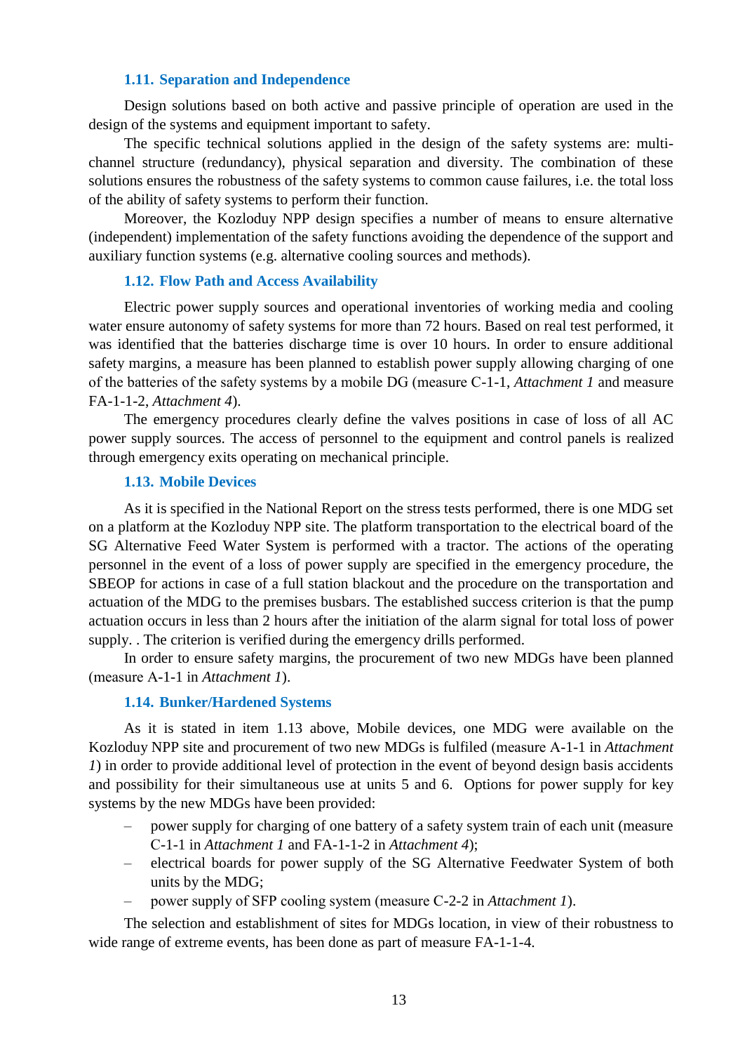### 1.11. Separation and Independence

Design solutions based on both active and passive principle of operation are used in the design of the systems and equipment important to safety.

The specific technical solutions applied in the design of the safety systems are: multi-channel structure (redundancy), physical separation and diversity. The combination of these solutions ensures the robustness of the safety systems to common cause failures, i.e. the total loss of the ability of safety systems to perform their function.

Moreover, the Kozloduy NPP design specifies a number of means to ensure alternative (independent) implementation of the safety functions avoiding the dependence of the support and auxiliary function systems (e.g. alternative cooling sources and methods).

### 1.12. Flow Path and Access Availability

Electric power supply sources and operational inventories of working media and cooling water ensure autonomy of safety systems for more than 72 hours. Based on real test performed, it was identified that the batteries discharge time is over 10 hours. In order to ensure additional safety margins, a measure has been planned to establish power supply allowing charging of one of the batteries of the safety systems by a mobile DG (measure C-1-1, *Attachment 1* and measure FA-1-1-2, *Attachment 4*).

The emergency procedures clearly define the valves positions in case of loss of all AC power supply sources. The access of personnel to the equipment and control panels is realized through emergency exits operating on mechanical principle.

### 1.13. Mobile Devices

As it is specified in the National Report on the stress tests performed, there is one MDG set on a platform at the Kozloduy NPP site. The platform transportation to the electrical board of the SG Alternative Feed Water System is performed with a tractor. The actions of the operating personnel in the event of a loss of power supply are specified in the emergency procedure, the SBEOP for actions in case of a full station blackout and the procedure on the transportation and actuation of the MDG to the premises busbars. The established success criterion is that the pump actuation occurs in less than 2 hours after the initiation of the alarm signal for total loss of power supply. . The criterion is verified during the emergency drills performed.

In order to ensure safety margins, the procurement of two new MDGs have been planned (measure A-1-1 in *Attachment 1*).

### 1.14. Bunker/Hardened Systems

As it is stated in item 1.13 above, Mobile devices, one MDG were available on the Kozloduy NPP site and procurement of two new MDGs is fulfiled (measure A-1-1 in *Attachment 1*) in order to provide additional level of protection in the event of beyond design basis accidents and possibility for their simultaneous use at units 5 and 6. Options for power supply for key systems by the new MDGs have been provided:

- power supply for charging of one battery of a safety system train of each unit (measure C-1-1 in *Attachment 1* and FA-1-1-2 in *Attachment 4*);
- electrical boards for power supply of the SG Alternative Feedwater System of both units by the MDG;
- power supply of SFP cooling system (measure C-2-2 in *Attachment 1*).

The selection and establishment of sites for MDGs location, in view of their robustness to wide range of extreme events, has been done as part of measure FA-1-1-4.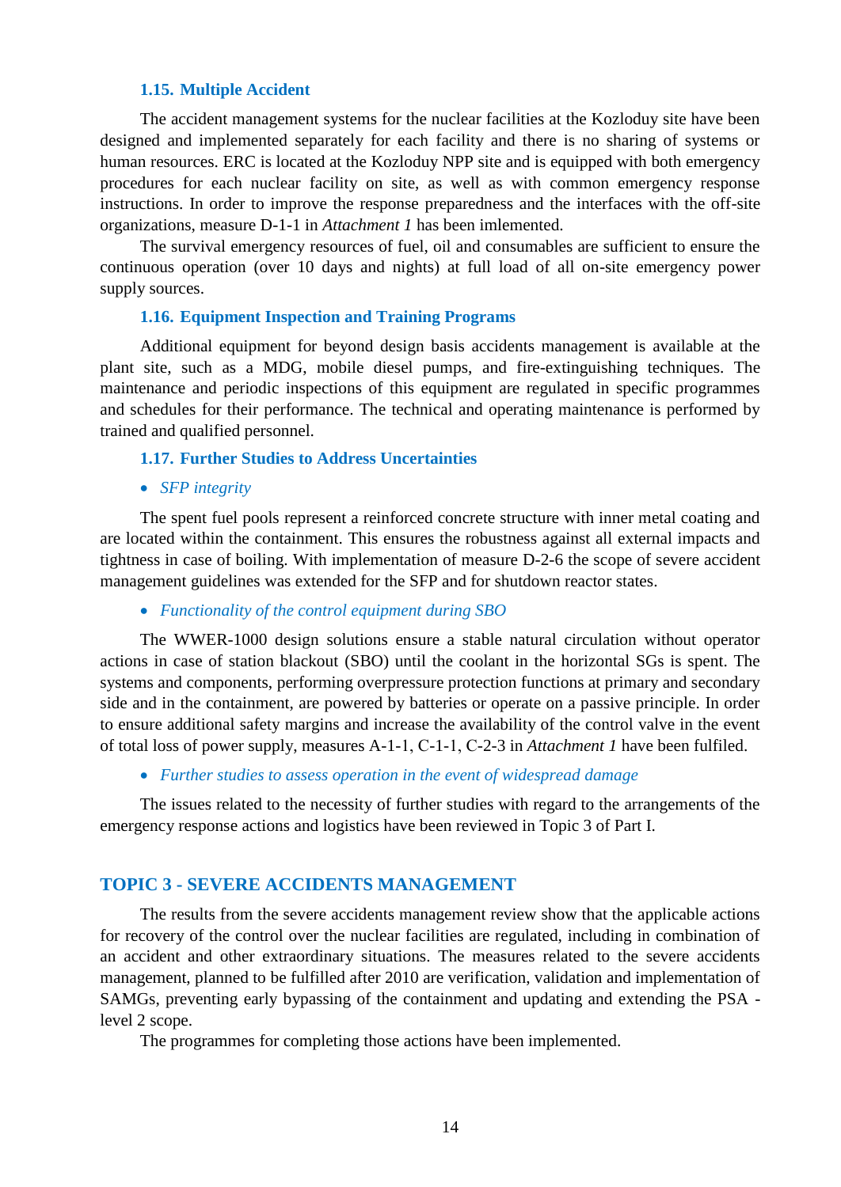### 1.15. Multiple Accident

The accident management systems for the nuclear facilities at the Kozloduy site have been designed and implemented separately for each facility and there is no sharing of systems or human resources. ERC is located at the Kozloduy NPP site and is equipped with both emergency procedures for each nuclear facility on site, as well as with common emergency response instructions. In order to improve the response preparedness and the interfaces with the off-site organizations, measure D-1-1 in *Attachment 1* has been imlemented.

The survival emergency resources of fuel, oil and consumables are sufficient to ensure the continuous operation (over 10 days and nights) at full load of all on-site emergency power supply sources.

### 1.16. Equipment Inspection and Training Programs

Additional equipment for beyond design basis accidents management is available at the plant site, such as a MDG, mobile diesel pumps, and fire-extinguishing techniques. The maintenance and periodic inspections of this equipment are regulated in specific programmes and schedules for their performance. The technical and operating maintenance is performed by trained and qualified personnel.

### 1.17. Further Studies to Address Uncertainties

- *SFP integrity*

The spent fuel pools represent a reinforced concrete structure with inner metal coating and are located within the containment. This ensures the robustness against all external impacts and tightness in case of boiling. With implementation of measure D-2-6 the scope of severe accident management guidelines was extended for the SFP and for shutdown reactor states.

- *Functionality of the control equipment during SBO*

The WWER-1000 design solutions ensure a stable natural circulation without operator actions in case of station blackout (SBO) until the coolant in the horizontal SGs is spent. The systems and components, performing overpressure protection functions at primary and secondary side and in the containment, are powered by batteries or operate on a passive principle. In order to ensure additional safety margins and increase the availability of the control valve in the event of total loss of power supply, measures A-1-1, C-1-1, C-2-3 in *Attachment 1* have been fulfiled.

- *Further studies to assess operation in the event of widespread damage*

The issues related to the necessity of further studies with regard to the arrangements of the emergency response actions and logistics have been reviewed in Topic 3 of Part I.

## TOPIC 3 - SEVERE ACCIDENTS MANAGEMENT

The results from the severe accidents management review show that the applicable actions for recovery of the control over the nuclear facilities are regulated, including in combination of an accident and other extraordinary situations. The measures related to the severe accidents management, planned to be fulfilled after 2010 are verification, validation and implementation of SAMGs, preventing early bypassing of the containment and updating and extending the PSA - level 2 scope.

The programmes for completing those actions have been implemented.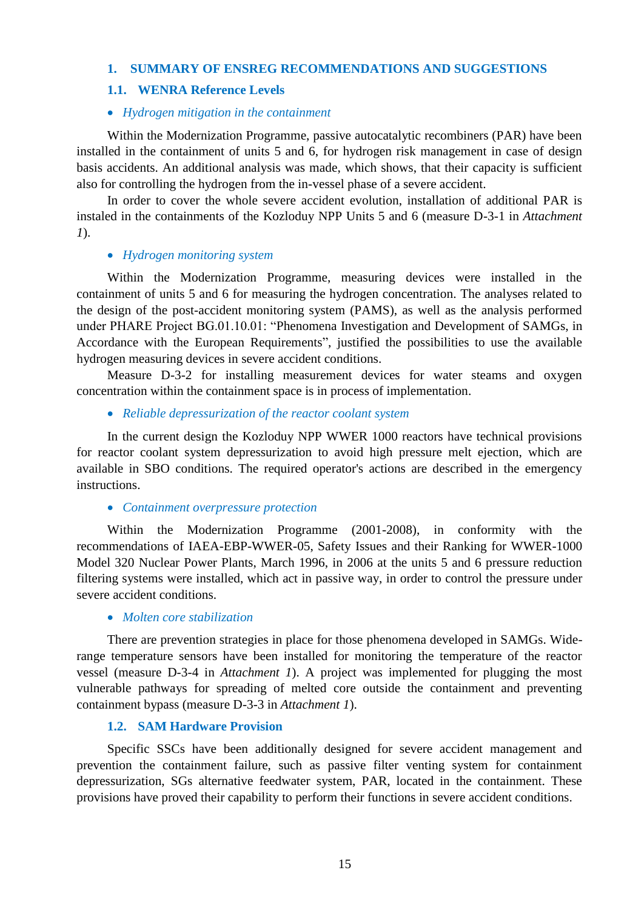# 1. SUMMARY OF ENSREG RECOMMENDATIONS AND SUGGESTIONS

## 1.1. WENRA Reference Levels

- *Hydrogen mitigation in the containment*

Within the Modernization Programme, passive autocatalytic recombiners (PAR) have been installed in the containment of units 5 and 6, for hydrogen risk management in case of design basis accidents. An additional analysis was made, which shows, that their capacity is sufficient also for controlling the hydrogen from the in-vessel phase of a severe accident.

In order to cover the whole severe accident evolution, installation of additional PAR is instaled in the containments of the Kozloduy NPP Units 5 and 6 (measure D-3-1 in *Attachment 1*).

- *Hydrogen monitoring system*

Within the Modernization Programme, measuring devices were installed in the containment of units 5 and 6 for measuring the hydrogen concentration. The analyses related to the design of the post-accident monitoring system (PAMS), as well as the analysis performed under PHARE Project BG.01.10.01: "Phenomena Investigation and Development of SAMGs, in Accordance with the European Requirements", justified the possibilities to use the available hydrogen measuring devices in severe accident conditions.

Measure D-3-2 for installing measurement devices for water steams and oxygen concentration within the containment space is in process of implementation.

- *Reliable depressurization of the reactor coolant system*

In the current design the Kozloduy NPP WWER 1000 reactors have technical provisions for reactor coolant system depressurization to avoid high pressure melt ejection, which are available in SBO conditions. The required operator's actions are described in the emergency instructions.

- *Containment overpressure protection*

Within the Modernization Programme (2001-2008), in conformity with the recommendations of IAEA-EBP-WWER-05, Safety Issues and their Ranking for WWER-1000 Model 320 Nuclear Power Plants, March 1996, in 2006 at the units 5 and 6 pressure reduction filtering systems were installed, which act in passive way, in order to control the pressure under severe accident conditions.

- *Molten core stabilization*

There are prevention strategies in place for those phenomena developed in SAMGs. Wide-range temperature sensors have been installed for monitoring the temperature of the reactor vessel (measure D-3-4 in *Attachment 1*). A project was implemented for plugging the most vulnerable pathways for spreading of melted core outside the containment and preventing containment bypass (measure D-3-3 in *Attachment 1*).

## 1.2. SAM Hardware Provision

Specific SSCs have been additionally designed for severe accident management and prevention the containment failure, such as passive filter venting system for containment depressurization, SGs alternative feedwater system, PAR, located in the containment. These provisions have proved their capability to perform their functions in severe accident conditions.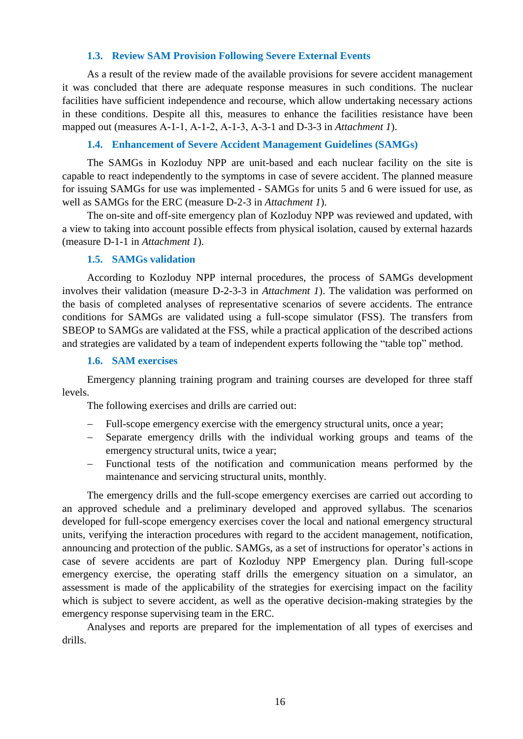### 1.3. Review SAM Provision Following Severe External Events

As a result of the review made of the available provisions for severe accident management it was concluded that there are adequate response measures in such conditions. The nuclear facilities have sufficient independence and recourse, which allow undertaking necessary actions in these conditions. Despite all this, measures to enhance the facilities resistance have been mapped out (measures A-1-1, A-1-2, A-1-3, A-3-1 and D-3-3 in *Attachment 1*).

### 1.4. Enhancement of Severe Accident Management Guidelines (SAMGs)

The SAMGs in Kozloduy NPP are unit-based and each nuclear facility on the site is capable to react independently to the symptoms in case of severe accident. The planned measure for issuing SAMGs for use was implemented - SAMGs for units 5 and 6 were issued for use, as well as SAMGs for the ERC (measure D-2-3 in *Attachment 1*).

The on-site and off-site emergency plan of Kozloduy NPP was reviewed and updated, with a view to taking into account possible effects from physical isolation, caused by external hazards (measure D-1-1 in *Attachment 1*).

### 1.5. SAMGs validation

According to Kozloduy NPP internal procedures, the process of SAMGs development involves their validation (measure D-2-3-3 in *Attachment 1*). The validation was performed on the basis of completed analyses of representative scenarios of severe accidents. The entrance conditions for SAMGs are validated using a full-scope simulator (FSS). The transfers from SBEOP to SAMGs are validated at the FSS, while a practical application of the described actions and strategies are validated by a team of independent experts following the "table top" method.

### 1.6. SAM exercises

Emergency planning training program and training courses are developed for three staff levels.

The following exercises and drills are carried out:

- Full-scope emergency exercise with the emergency structural units, once a year;
- Separate emergency drills with the individual working groups and teams of the emergency structural units, twice a year;
- Functional tests of the notification and communication means performed by the maintenance and servicing structural units, monthly.

The emergency drills and the full-scope emergency exercises are carried out according to an approved schedule and a preliminary developed and approved syllabus. The scenarios developed for full-scope emergency exercises cover the local and national emergency structural units, verifying the interaction procedures with regard to the accident management, notification, announcing and protection of the public. SAMGs, as a set of instructions for operator's actions in case of severe accidents are part of Kozloduy NPP Emergency plan. During full-scope emergency exercise, the operating staff drills the emergency situation on a simulator, an assessment is made of the applicability of the strategies for exercising impact on the facility which is subject to severe accident, as well as the operative decision-making strategies by the emergency response supervising team in the ERC.

Analyses and reports are prepared for the implementation of all types of exercises and drills.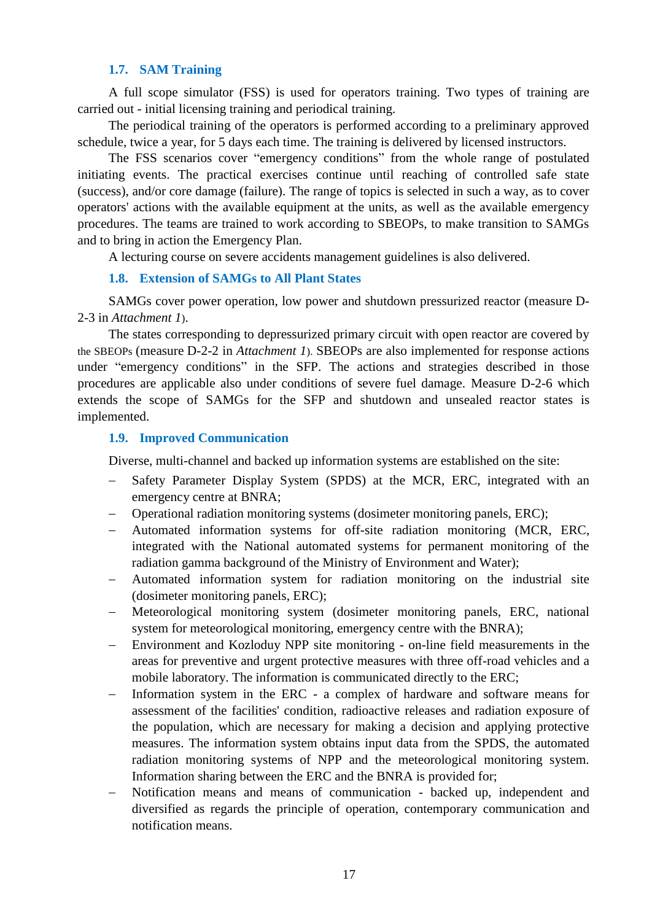### 1.7. SAM Training

A full scope simulator (FSS) is used for operators training. Two types of training are carried out - initial licensing training and periodical training.

The periodical training of the operators is performed according to a preliminary approved schedule, twice a year, for 5 days each time. The training is delivered by licensed instructors.

The FSS scenarios cover "emergency conditions" from the whole range of postulated initiating events. The practical exercises continue until reaching of controlled safe state (success), and/or core damage (failure). The range of topics is selected in such a way, as to cover operators' actions with the available equipment at the units, as well as the available emergency procedures. The teams are trained to work according to SBEOPs, to make transition to SAMGs and to bring in action the Emergency Plan.

A lecturing course on severe accidents management guidelines is also delivered.

### 1.8. Extension of SAMGs to All Plant States

SAMGs cover power operation, low power and shutdown pressurized reactor (measure D-2-3 in *Attachment 1*).

The states corresponding to depressurized primary circuit with open reactor are covered by the SBEOPs (measure D-2-2 in *Attachment 1*). SBEOPs are also implemented for response actions under "emergency conditions" in the SFP. The actions and strategies described in those procedures are applicable also under conditions of severe fuel damage. Measure D-2-6 which extends the scope of SAMGs for the SFP and shutdown and unsealed reactor states is implemented.

### 1.9. Improved Communication

Diverse, multi-channel and backed up information systems are established on the site:

- Safety Parameter Display System (SPDS) at the MCR, ERC, integrated with an emergency centre at BNRA;
- Operational radiation monitoring systems (dosimeter monitoring panels, ERC);
- Automated information systems for off-site radiation monitoring (MCR, ERC, integrated with the National automated systems for permanent monitoring of the radiation gamma background of the Ministry of Environment and Water);
- Automated information system for radiation monitoring on the industrial site (dosimeter monitoring panels, ERC);
- Meteorological monitoring system (dosimeter monitoring panels, ERC, national system for meteorological monitoring, emergency centre with the BNRA);
- Environment and Kozloduy NPP site monitoring - on-line field measurements in the areas for preventive and urgent protective measures with three off-road vehicles and a mobile laboratory. The information is communicated directly to the ERC;
- Information system in the ERC - a complex of hardware and software means for assessment of the facilities' condition, radioactive releases and radiation exposure of the population, which are necessary for making a decision and applying protective measures. The information system obtains input data from the SPDS, the automated radiation monitoring systems of NPP and the meteorological monitoring system. Information sharing between the ERC and the BNRA is provided for;
- Notification means and means of communication - backed up, independent and diversified as regards the principle of operation, contemporary communication and notification means.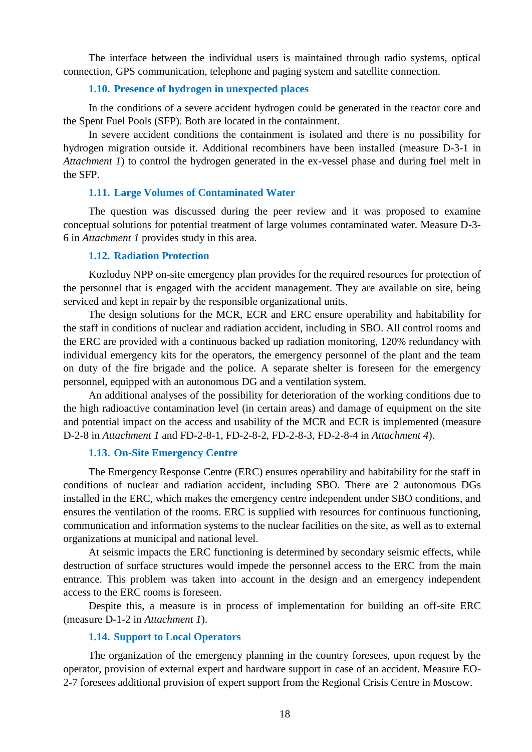The interface between the individual users is maintained through radio systems, optical connection, GPS communication, telephone and paging system and satellite connection.

### 1.10. Presence of hydrogen in unexpected places

In the conditions of a severe accident hydrogen could be generated in the reactor core and the Spent Fuel Pools (SFP). Both are located in the containment.

In severe accident conditions the containment is isolated and there is no possibility for hydrogen migration outside it. Additional recombiners have been installed (measure D-3-1 in *Attachment 1*) to control the hydrogen generated in the ex-vessel phase and during fuel melt in the SFP.

### 1.11. Large Volumes of Contaminated Water

The question was discussed during the peer review and it was proposed to examine conceptual solutions for potential treatment of large volumes contaminated water. Measure D-3-6 in *Attachment 1* provides study in this area.

### 1.12. Radiation Protection

Kozloduy NPP on-site emergency plan provides for the required resources for protection of the personnel that is engaged with the accident management. They are available on site, being serviced and kept in repair by the responsible organizational units.

The design solutions for the MCR, ECR and ERC ensure operability and habitability for the staff in conditions of nuclear and radiation accident, including in SBO. All control rooms and the ERC are provided with a continuous backed up radiation monitoring, 120% redundancy with individual emergency kits for the operators, the emergency personnel of the plant and the team on duty of the fire brigade and the police. A separate shelter is foreseen for the emergency personnel, equipped with an autonomous DG and a ventilation system.

An additional analyses of the possibility for deterioration of the working conditions due to the high radioactive contamination level (in certain areas) and damage of equipment on the site and potential impact on the access and usability of the MCR and ECR is implemented (measure D-2-8 in *Attachment 1* and FD-2-8-1, FD-2-8-2, FD-2-8-3, FD-2-8-4 in *Attachment 4*).

### 1.13. On-Site Emergency Centre

The Emergency Response Centre (ERC) ensures operability and habitability for the staff in conditions of nuclear and radiation accident, including SBO. There are 2 autonomous DGs installed in the ERC, which makes the emergency centre independent under SBO conditions, and ensures the ventilation of the rooms. ERC is supplied with resources for continuous functioning, communication and information systems to the nuclear facilities on the site, as well as to external organizations at municipal and national level.

At seismic impacts the ERC functioning is determined by secondary seismic effects, while destruction of surface structures would impede the personnel access to the ERC from the main entrance. This problem was taken into account in the design and an emergency independent access to the ERC rooms is foreseen.

Despite this, a measure is in process of implementation for building an off-site ERC (measure D-1-2 in *Attachment 1*).

### 1.14. Support to Local Operators

The organization of the emergency planning in the country foresees, upon request by the operator, provision of external expert and hardware support in case of an accident. Measure EO-2-7 foresees additional provision of expert support from the Regional Crisis Centre in Moscow.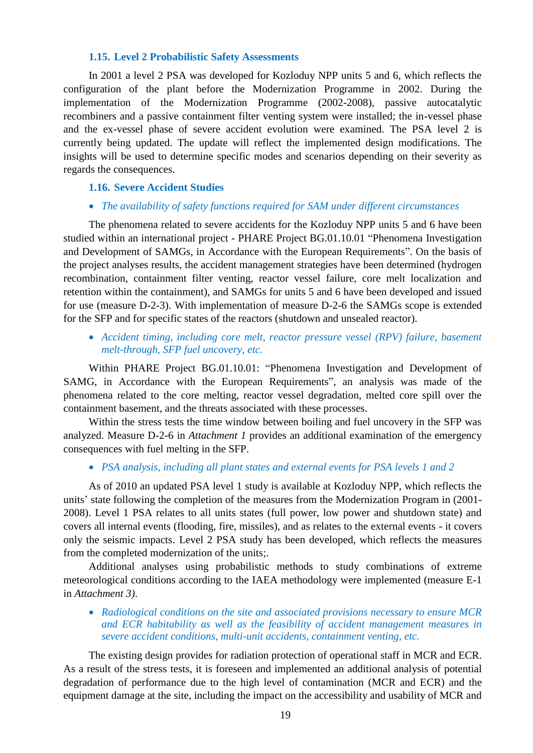### 1.15. Level 2 Probabilistic Safety Assessments

In 2001 a level 2 PSA was developed for Kozloduy NPP units 5 and 6, which reflects the configuration of the plant before the Modernization Programme in 2002. During the implementation of the Modernization Programme (2002-2008), passive autocatalytic recombiners and a passive containment filter venting system were installed; the in-vessel phase and the ex-vessel phase of severe accident evolution were examined. The PSA level 2 is currently being updated. The update will reflect the implemented design modifications. The insights will be used to determine specific modes and scenarios depending on their severity as regards the consequences.

### 1.16. Severe Accident Studies

- *The availability of safety functions required for SAM under different circumstances*

The phenomena related to severe accidents for the Kozloduy NPP units 5 and 6 have been studied within an international project - PHARE Project BG.01.10.01 "Phenomena Investigation and Development of SAMGs, in Accordance with the European Requirements". On the basis of the project analyses results, the accident management strategies have been determined (hydrogen recombination, containment filter venting, reactor vessel failure, core melt localization and retention within the containment), and SAMGs for units 5 and 6 have been developed and issued for use (measure D-2-3). With implementation of measure D-2-6 the SAMGs scope is extended for the SFP and for specific states of the reactors (shutdown and unsealed reactor).

- *Accident timing, including core melt, reactor pressure vessel (RPV) failure, basement melt-through, SFP fuel uncovery, etc.*

Within PHARE Project BG.01.10.01: "Phenomena Investigation and Development of SAMG, in Accordance with the European Requirements", an analysis was made of the phenomena related to the core melting, reactor vessel degradation, melted core spill over the containment basement, and the threats associated with these processes.

Within the stress tests the time window between boiling and fuel uncovery in the SFP was analyzed. Measure D-2-6 in *Attachment 1* provides an additional examination of the emergency consequences with fuel melting in the SFP.

- *PSA analysis, including all plant states and external events for PSA levels 1 and 2*

As of 2010 an updated PSA level 1 study is available at Kozloduy NPP, which reflects the units' state following the completion of the measures from the Modernization Program in (2001-2008). Level 1 PSA relates to all units states (full power, low power and shutdown state) and covers all internal events (flooding, fire, missiles), and as relates to the external events - it covers only the seismic impacts. Level 2 PSA study has been developed, which reflects the measures from the completed modernization of the units;.

Additional analyses using probabilistic methods to study combinations of extreme meteorological conditions according to the IAEA methodology were implemented (measure E-1 in *Attachment 3).*

- *Radiological conditions on the site and associated provisions necessary to ensure MCR and ECR habitability as well as the feasibility of accident management measures in severe accident conditions, multi-unit accidents, containment venting, etc.*

The existing design provides for radiation protection of operational staff in MCR and ECR. As a result of the stress tests, it is foreseen and implemented an additional analysis of potential degradation of performance due to the high level of contamination (MCR and ECR) and the equipment damage at the site, including the impact on the accessibility and usability of MCR and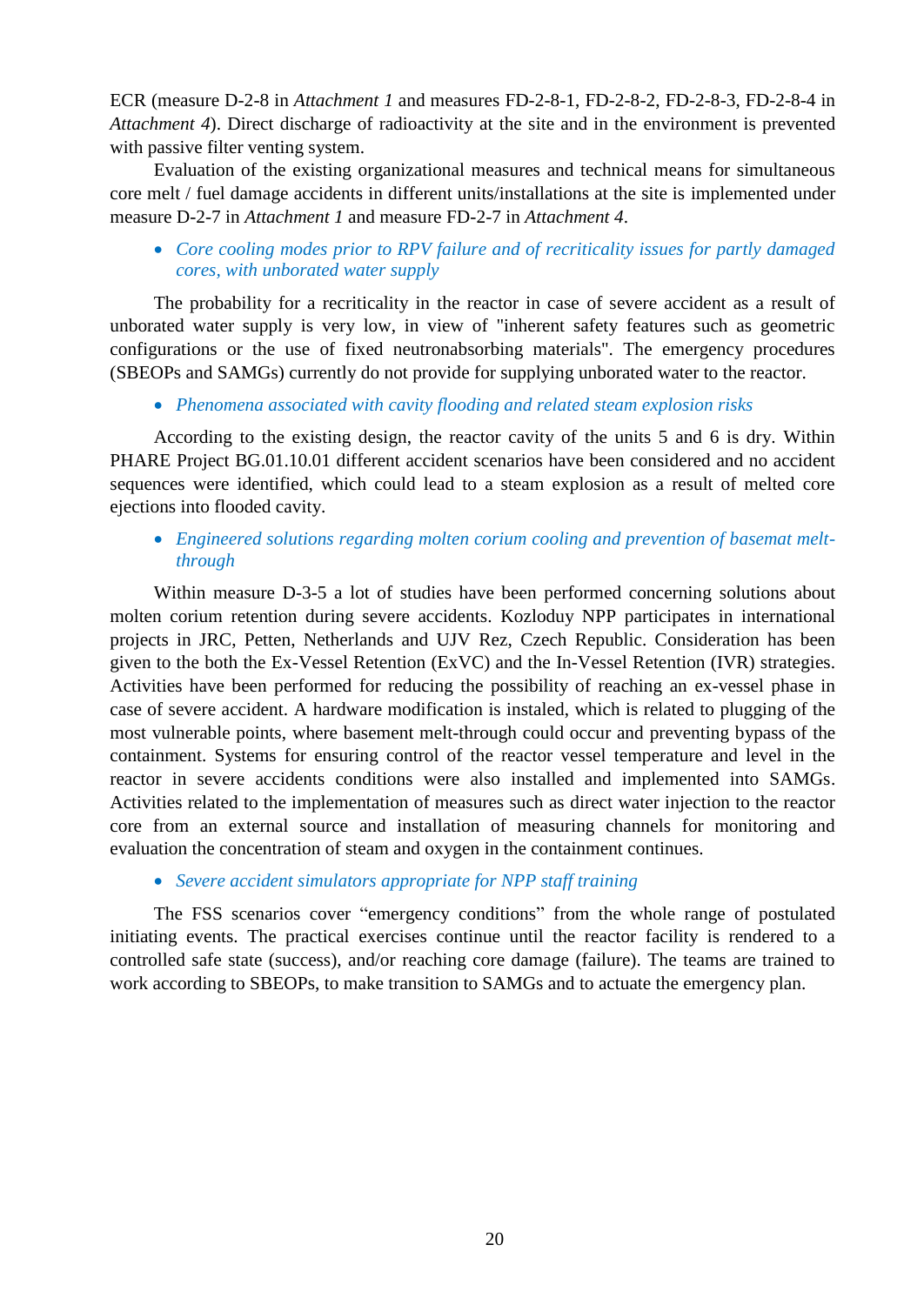ECR (measure D-2-8 in *Attachment 1* and measures FD-2-8-1, FD-2-8-2, FD-2-8-3, FD-2-8-4 in *Attachment 4*). Direct discharge of radioactivity at the site and in the environment is prevented with passive filter venting system.

Evaluation of the existing organizational measures and technical means for simultaneous core melt / fuel damage accidents in different units/installations at the site is implemented under measure D-2-7 in *Attachment 1* and measure FD-2-7 in *Attachment 4*.

- *Core cooling modes prior to RPV failure and of recriticality issues for partly damaged cores, with unborated water supply*

The probability for a recriticality in the reactor in case of severe accident as a result of unborated water supply is very low, in view of "inherent safety features such as geometric configurations or the use of fixed neutronabsorbing materials". The emergency procedures (SBEOPs and SAMGs) currently do not provide for supplying unborated water to the reactor.

- *Phenomena associated with cavity flooding and related steam explosion risks*

According to the existing design, the reactor cavity of the units 5 and 6 is dry. Within PHARE Project BG.01.10.01 different accident scenarios have been considered and no accident sequences were identified, which could lead to a steam explosion as a result of melted core ejections into flooded cavity.

- *Engineered solutions regarding molten corium cooling and prevention of basemat melt-through*

Within measure D-3-5 a lot of studies have been performed concerning solutions about molten corium retention during severe accidents. Kozloduy NPP participates in international projects in JRC, Petten, Netherlands and UJV Rez, Czech Republic. Consideration has been given to the both the Ex-Vessel Retention (ExVC) and the In-Vessel Retention (IVR) strategies. Activities have been performed for reducing the possibility of reaching an ex-vessel phase in case of severe accident. A hardware modification is instaled, which is related to plugging of the most vulnerable points, where basement melt-through could occur and preventing bypass of the containment. Systems for ensuring control of the reactor vessel temperature and level in the reactor in severe accidents conditions were also installed and implemented into SAMGs. Activities related to the implementation of measures such as direct water injection to the reactor core from an external source and installation of measuring channels for monitoring and evaluation the concentration of steam and oxygen in the containment continues.

- *Severe accident simulators appropriate for NPP staff training*

The FSS scenarios cover "emergency conditions" from the whole range of postulated initiating events. The practical exercises continue until the reactor facility is rendered to a controlled safe state (success), and/or reaching core damage (failure). The teams are trained to work according to SBEOPs, to make transition to SAMGs and to actuate the emergency plan.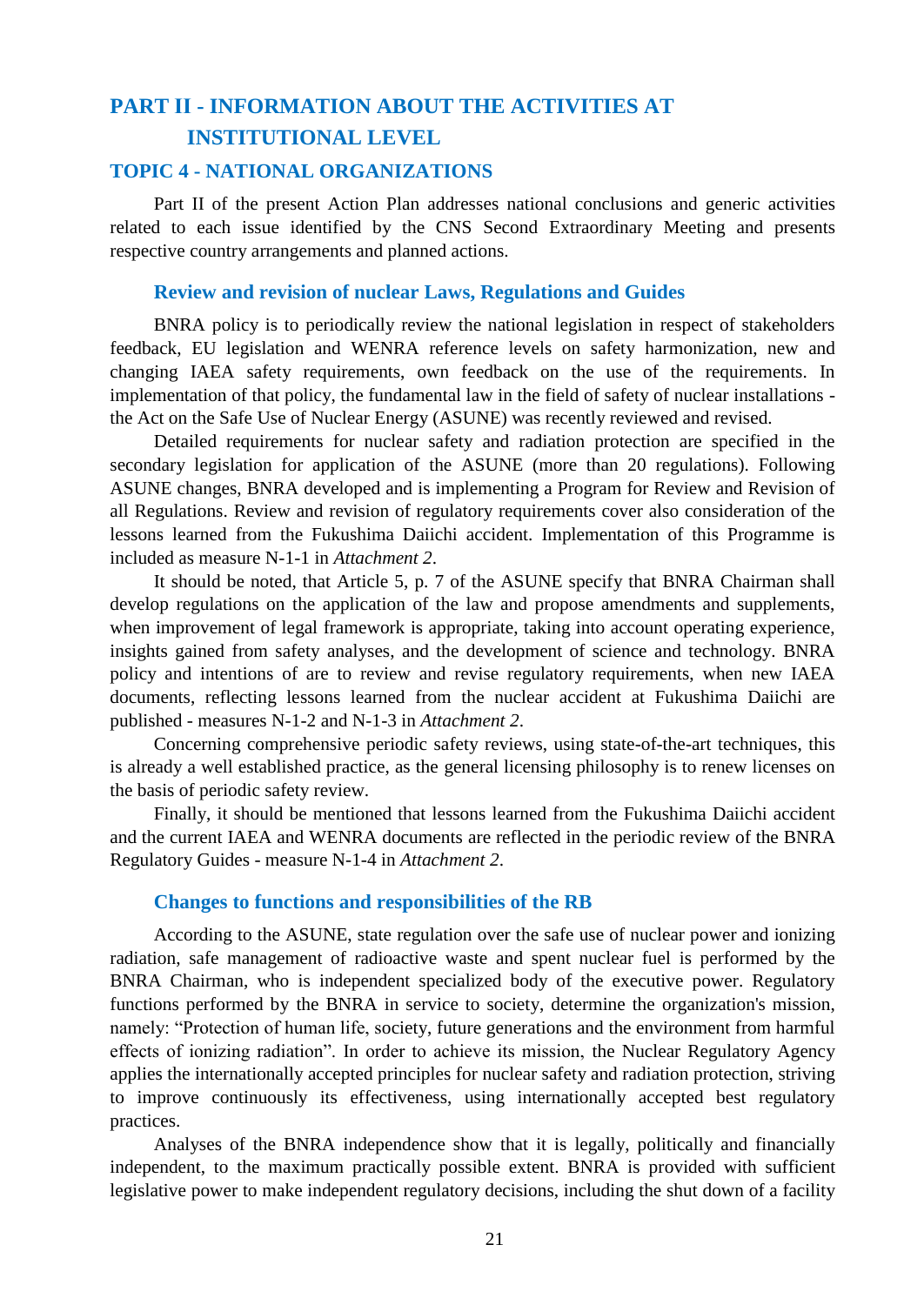# PART II - INFORMATION ABOUT THE ACTIVITIES AT INSTITUTIONAL LEVEL

## TOPIC 4 - NATIONAL ORGANIZATIONS

Part II of the present Action Plan addresses national conclusions and generic activities related to each issue identified by the CNS Second Extraordinary Meeting and presents respective country arrangements and planned actions.

### Review and revision of nuclear Laws, Regulations and Guides

BNRA policy is to periodically review the national legislation in respect of stakeholders feedback, EU legislation and WENRA reference levels on safety harmonization, new and changing IAEA safety requirements, own feedback on the use of the requirements. In implementation of that policy, the fundamental law in the field of safety of nuclear installations - the Act on the Safe Use of Nuclear Energy (ASUNE) was recently reviewed and revised.

Detailed requirements for nuclear safety and radiation protection are specified in the secondary legislation for application of the ASUNE (more than 20 regulations). Following ASUNE changes, BNRA developed and is implementing a Program for Review and Revision of all Regulations. Review and revision of regulatory requirements cover also consideration of the lessons learned from the Fukushima Daiichi accident. Implementation of this Programme is included as measure N-1-1 in *Attachment 2*.

It should be noted, that Article 5, p. 7 of the ASUNE specify that BNRA Chairman shall develop regulations on the application of the law and propose amendments and supplements, when improvement of legal framework is appropriate, taking into account operating experience, insights gained from safety analyses, and the development of science and technology. BNRA policy and intentions of are to review and revise regulatory requirements, when new IAEA documents, reflecting lessons learned from the nuclear accident at Fukushima Daiichi are published - measures N-1-2 and N-1-3 in *Attachment 2*.

Concerning comprehensive periodic safety reviews, using state-of-the-art techniques, this is already a well established practice, as the general licensing philosophy is to renew licenses on the basis of periodic safety review.

Finally, it should be mentioned that lessons learned from the Fukushima Daiichi accident and the current IAEA and WENRA documents are reflected in the periodic review of the BNRA Regulatory Guides - measure N-1-4 in *Attachment 2*.

### Changes to functions and responsibilities of the RB

According to the ASUNE, state regulation over the safe use of nuclear power and ionizing radiation, safe management of radioactive waste and spent nuclear fuel is performed by the BNRA Chairman, who is independent specialized body of the executive power. Regulatory functions performed by the BNRA in service to society, determine the organization's mission, namely: "Protection of human life, society, future generations and the environment from harmful effects of ionizing radiation". In order to achieve its mission, the Nuclear Regulatory Agency applies the internationally accepted principles for nuclear safety and radiation protection, striving to improve continuously its effectiveness, using internationally accepted best regulatory practices.

Analyses of the BNRA independence show that it is legally, politically and financially independent, to the maximum practically possible extent. BNRA is provided with sufficient legislative power to make independent regulatory decisions, including the shut down of a facility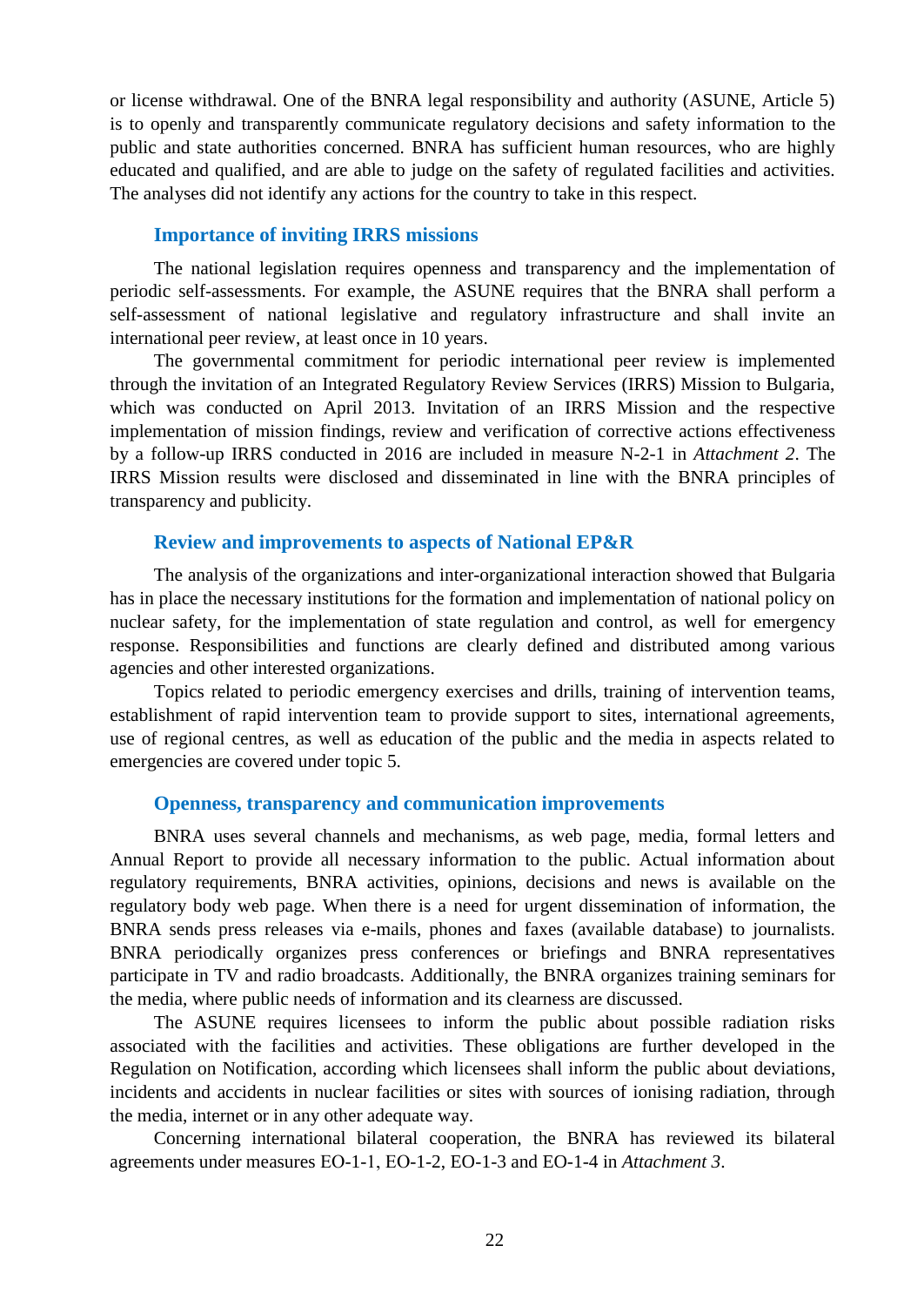or license withdrawal. One of the BNRA legal responsibility and authority (ASUNE, Article 5) is to openly and transparently communicate regulatory decisions and safety information to the public and state authorities concerned. BNRA has sufficient human resources, who are highly educated and qualified, and are able to judge on the safety of regulated facilities and activities. The analyses did not identify any actions for the country to take in this respect.

### Importance of inviting IRRS missions

The national legislation requires openness and transparency and the implementation of periodic self-assessments. For example, the ASUNE requires that the BNRA shall perform a self-assessment of national legislative and regulatory infrastructure and shall invite an international peer review, at least once in 10 years.

The governmental commitment for periodic international peer review is implemented through the invitation of an Integrated Regulatory Review Services (IRRS) Mission to Bulgaria, which was conducted on April 2013. Invitation of an IRRS Mission and the respective implementation of mission findings, review and verification of corrective actions effectiveness by a follow-up IRRS conducted in 2016 are included in measure N-2-1 in *Attachment 2*. The IRRS Mission results were disclosed and disseminated in line with the BNRA principles of transparency and publicity.

### Review and improvements to aspects of National EP&R

The analysis of the organizations and inter-organizational interaction showed that Bulgaria has in place the necessary institutions for the formation and implementation of national policy on nuclear safety, for the implementation of state regulation and control, as well for emergency response. Responsibilities and functions are clearly defined and distributed among various agencies and other interested organizations.

Topics related to periodic emergency exercises and drills, training of intervention teams, establishment of rapid intervention team to provide support to sites, international agreements, use of regional centres, as well as education of the public and the media in aspects related to emergencies are covered under topic 5.

### Openness, transparency and communication improvements

BNRA uses several channels and mechanisms, as web page, media, formal letters and Annual Report to provide all necessary information to the public. Actual information about regulatory requirements, BNRA activities, opinions, decisions and news is available on the regulatory body web page. When there is a need for urgent dissemination of information, the BNRA sends press releases via e-mails, phones and faxes (available database) to journalists. BNRA periodically organizes press conferences or briefings and BNRA representatives participate in TV and radio broadcasts. Additionally, the BNRA organizes training seminars for the media, where public needs of information and its clearness are discussed.

The ASUNE requires licensees to inform the public about possible radiation risks associated with the facilities and activities. These obligations are further developed in the Regulation on Notification, according which licensees shall inform the public about deviations, incidents and accidents in nuclear facilities or sites with sources of ionising radiation, through the media, internet or in any other adequate way.

Concerning international bilateral cooperation, the BNRA has reviewed its bilateral agreements under measures EO-1-1, EO-1-2, EO-1-3 and EO-1-4 in *Attachment 3*.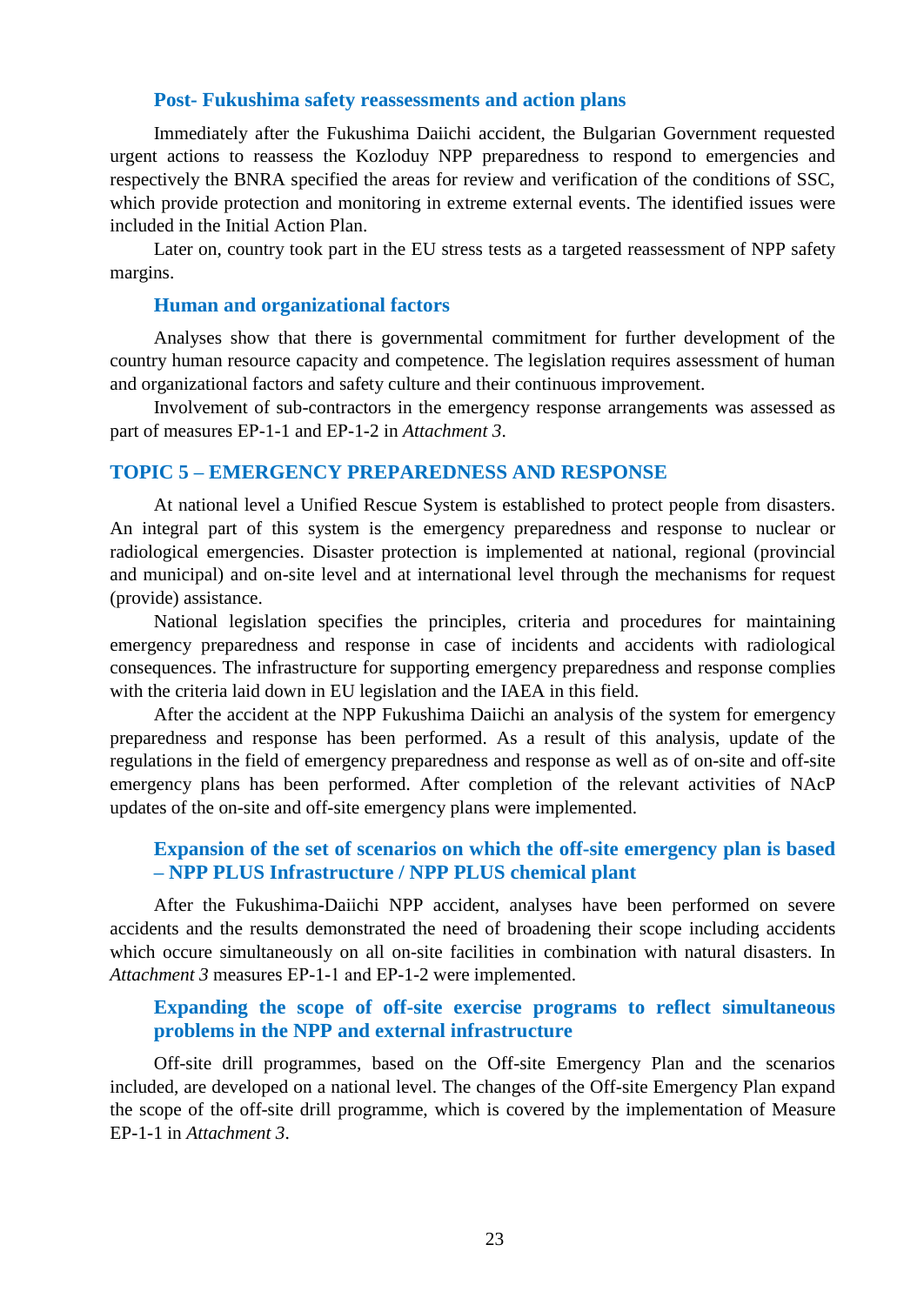### Post- Fukushima safety reassessments and action plans

Immediately after the Fukushima Daiichi accident, the Bulgarian Government requested urgent actions to reassess the Kozloduy NPP preparedness to respond to emergencies and respectively the BNRA specified the areas for review and verification of the conditions of SSC, which provide protection and monitoring in extreme external events. The identified issues were included in the Initial Action Plan.

Later on, country took part in the EU stress tests as a targeted reassessment of NPP safety margins.

### Human and organizational factors

Analyses show that there is governmental commitment for further development of the country human resource capacity and competence. The legislation requires assessment of human and organizational factors and safety culture and their continuous improvement.

Involvement of sub-contractors in the emergency response arrangements was assessed as part of measures EP-1-1 and EP-1-2 in *Attachment 3*.

## TOPIC 5 – EMERGENCY PREPAREDNESS AND RESPONSE

At national level a Unified Rescue System is established to protect people from disasters. An integral part of this system is the emergency preparedness and response to nuclear or radiological emergencies. Disaster protection is implemented at national, regional (provincial and municipal) and on-site level and at international level through the mechanisms for request (provide) assistance.

National legislation specifies the principles, criteria and procedures for maintaining emergency preparedness and response in case of incidents and accidents with radiological consequences. The infrastructure for supporting emergency preparedness and response complies with the criteria laid down in EU legislation and the IAEA in this field.

After the accident at the NPP Fukushima Daiichi an analysis of the system for emergency preparedness and response has been performed. As a result of this analysis, update of the regulations in the field of emergency preparedness and response as well as of on-site and off-site emergency plans has been performed. After completion of the relevant activities of NAcP updates of the on-site and off-site emergency plans were implemented.

### Expansion of the set of scenarios on which the off-site emergency plan is based – NPP PLUS Infrastructure / NPP PLUS chemical plant

After the Fukushima-Daiichi NPP accident, analyses have been performed on severe accidents and the results demonstrated the need of broadening their scope including accidents which occure simultaneously on all on-site facilities in combination with natural disasters. In *Attachment 3* measures EP-1-1 and EP-1-2 were implemented.

### Expanding the scope of off-site exercise programs to reflect simultaneous problems in the NPP and external infrastructure

Off-site drill programmes, based on the Off-site Emergency Plan and the scenarios included, are developed on a national level. The changes of the Off-site Emergency Plan expand the scope of the off-site drill programme, which is covered by the implementation of Measure EP-1-1 in *Attachment 3*.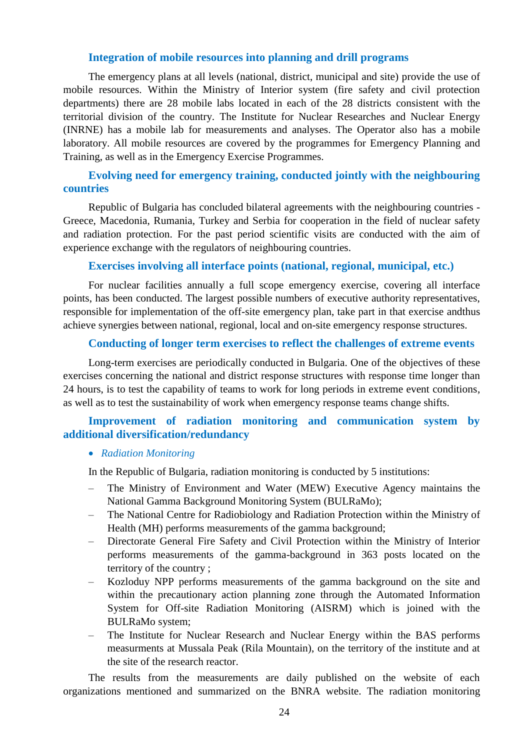### Integration of mobile resources into planning and drill programs

The emergency plans at all levels (national, district, municipal and site) provide the use of mobile resources. Within the Ministry of Interior system (fire safety and civil protection departments) there are 28 mobile labs located in each of the 28 districts consistent with the territorial division of the country. The Institute for Nuclear Researches and Nuclear Energy (INRNE) has a mobile lab for measurements and analyses. The Operator also has a mobile laboratory. All mobile resources are covered by the programmes for Emergency Planning and Training, as well as in the Emergency Exercise Programmes.

### Evolving need for emergency training, conducted jointly with the neighbouring countries

Republic of Bulgaria has concluded bilateral agreements with the neighbouring countries - Greece, Macedonia, Rumania, Turkey and Serbia for cooperation in the field of nuclear safety and radiation protection. For the past period scientific visits are conducted with the aim of experience exchange with the regulators of neighbouring countries.

### Exercises involving all interface points (national, regional, municipal, etc.)

For nuclear facilities annually a full scope emergency exercise, covering all interface points, has been conducted. The largest possible numbers of executive authority representatives, responsible for implementation of the off-site emergency plan, take part in that exercise andthus achieve synergies between national, regional, local and on-site emergency response structures.

### Conducting of longer term exercises to reflect the challenges of extreme events

Long-term exercises are periodically conducted in Bulgaria. One of the objectives of these exercises concerning the national and district response structures with response time longer than 24 hours, is to test the capability of teams to work for long periods in extreme event conditions, as well as to test the sustainability of work when emergency response teams change shifts.

### Improvement of radiation monitoring and communication system by additional diversification/redundancy

- *Radiation Monitoring*

In the Republic of Bulgaria, radiation monitoring is conducted by 5 institutions:

- The Ministry of Environment and Water (MEW) Executive Agency maintains the National Gamma Background Monitoring System (BULRaMo);
- The National Centre for Radiobiology and Radiation Protection within the Ministry of Health (MH) performs measurements of the gamma background;
- Directorate General Fire Safety and Civil Protection within the Ministry of Interior performs measurements of the gamma-background in 363 posts located on the territory of the country ;
- Kozloduy NPP performs measurements of the gamma background on the site and within the precautionary action planning zone through the Automated Information System for Off-site Radiation Monitoring (AISRM) which is joined with the BULRaMo system;
- The Institute for Nuclear Research and Nuclear Energy within the BAS performs measurments at Mussala Peak (Rila Mountain), on the territory of the institute and at the site of the research reactor.

The results from the measurements are daily published on the website of each organizations mentioned and summarized on the BNRA website. The radiation monitoring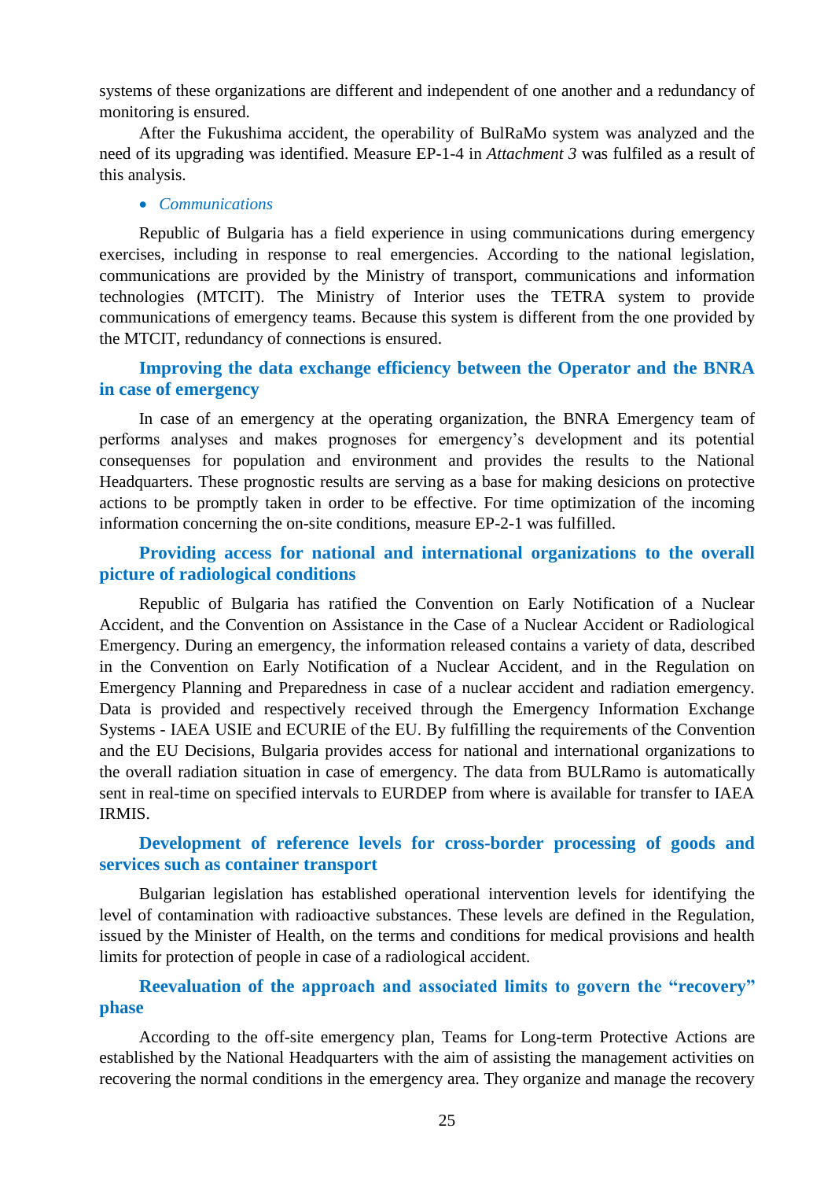systems of these organizations are different and independent of one another and a redundancy of monitoring is ensured.

After the Fukushima accident, the operability of BulRaMo system was analyzed and the need of its upgrading was identified. Measure EP-1-4 in *Attachment 3* was fulfiled as a result of this analysis.

- *Communications*

Republic of Bulgaria has a field experience in using communications during emergency exercises, including in response to real emergencies. According to the national legislation, communications are provided by the Ministry of transport, communications and information technologies (MTCIT). The Ministry of Interior uses the TETRA system to provide communications of emergency teams. Because this system is different from the one provided by the MTCIT, redundancy of connections is ensured.

### Improving the data exchange efficiency between the Operator and the BNRA in case of emergency

In case of an emergency at the operating organization, the BNRA Emergency team of performs analyses and makes prognoses for emergency's development and its potential consequenses for population and environment and provides the results to the National Headquarters. These prognostic results are serving as a base for making desicions on protective actions to be promptly taken in order to be effective. For time optimization of the incoming information concerning the on-site conditions, measure EP-2-1 was fulfilled.

### Providing access for national and international organizations to the overall picture of radiological conditions

Republic of Bulgaria has ratified the Convention on Early Notification of a Nuclear Accident, and the Convention on Assistance in the Case of a Nuclear Accident or Radiological Emergency. During an emergency, the information released contains a variety of data, described in the Convention on Early Notification of a Nuclear Accident, and in the Regulation on Emergency Planning and Preparedness in case of a nuclear accident and radiation emergency. Data is provided and respectively received through the Emergency Information Exchange Systems - IAEA USIE and ECURIE of the EU. By fulfilling the requirements of the Convention and the EU Decisions, Bulgaria provides access for national and international organizations to the overall radiation situation in case of emergency. The data from BULRamo is automatically sent in real-time on specified intervals to EURDEP from where is available for transfer to IAEA IRMIS.

### Development of reference levels for cross-border processing of goods and services such as container transport

Bulgarian legislation has established operational intervention levels for identifying the level of contamination with radioactive substances. These levels are defined in the Regulation, issued by the Minister of Health, on the terms and conditions for medical provisions and health limits for protection of people in case of a radiological accident.

### Reevaluation of the approach and associated limits to govern the "recovery" phase

According to the off-site emergency plan, Teams for Long-term Protective Actions are established by the National Headquarters with the aim of assisting the management activities on recovering the normal conditions in the emergency area. They organize and manage the recovery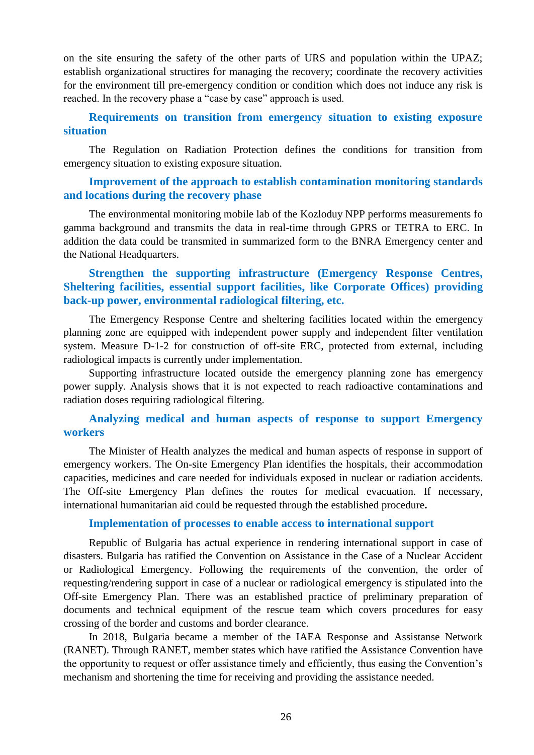on the site ensuring the safety of the other parts of URS and population within the UPAZ; establish organizational structires for managing the recovery; coordinate the recovery activities for the environment till pre-emergency condition or condition which does not induce any risk is reached. In the recovery phase a "case by case" approach is used.

### Requirements on transition from emergency situation to existing exposure situation

The Regulation on Radiation Protection defines the conditions for transition from emergency situation to existing exposure situation.

### Improvement of the approach to establish contamination monitoring standards and locations during the recovery phase

The environmental monitoring mobile lab of the Kozloduy NPP performs measurements fo gamma background and transmits the data in real-time through GPRS or TETRA to ERC. In addition the data could be transmited in summarized form to the BNRA Emergency center and the National Headquarters.

### Strengthen the supporting infrastructure (Emergency Response Centres, Sheltering facilities, essential support facilities, like Corporate Offices) providing back-up power, environmental radiological filtering, etc.

The Emergency Response Centre and sheltering facilities located within the emergency planning zone are equipped with independent power supply and independent filter ventilation system. Measure D-1-2 for construction of off-site ERC, protected from external, including radiological impacts is currently under implementation.

Supporting infrastructure located outside the emergency planning zone has emergency power supply. Analysis shows that it is not expected to reach radioactive contaminations and radiation doses requiring radiological filtering.

### Analyzing medical and human aspects of response to support Emergency workers

The Minister of Health analyzes the medical and human aspects of response in support of emergency workers. The On-site Emergency Plan identifies the hospitals, their accommodation capacities, medicines and care needed for individuals exposed in nuclear or radiation accidents. The Off-site Emergency Plan defines the routes for medical evacuation. If necessary, international humanitarian aid could be requested through the established procedure**.**

### Implementation of processes to enable access to international support

Republic of Bulgaria has actual experience in rendering international support in case of disasters. Bulgaria has ratified the Convention on Assistance in the Case of a Nuclear Accident or Radiological Emergency. Following the requirements of the convention, the order of requesting/rendering support in case of a nuclear or radiological emergency is stipulated into the Off-site Emergency Plan. There was an established practice of preliminary preparation of documents and technical equipment of the rescue team which covers procedures for easy crossing of the border and customs and border clearance.

In 2018, Bulgaria became a member of the IAEA Response and Assistanse Network (RANET). Through RANET, member states which have ratified the Assistance Convention have the opportunity to request or offer assistance timely and efficiently, thus easing the Convention's mechanism and shortening the time for receiving and providing the assistance needed.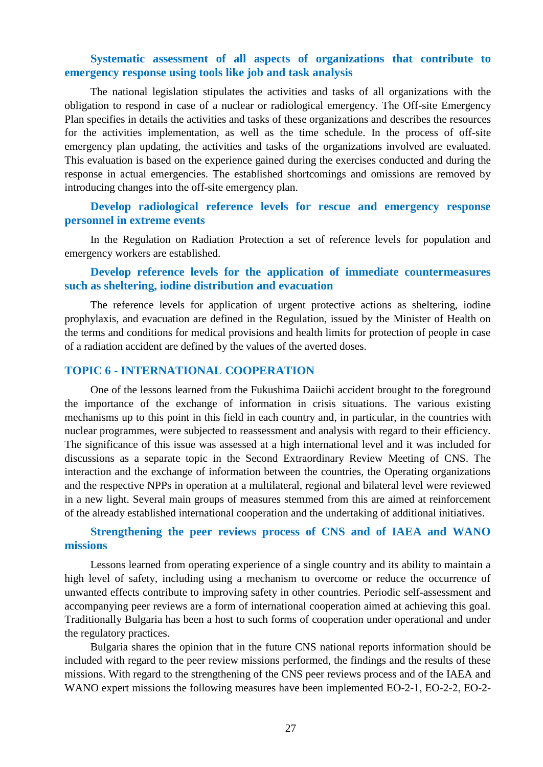### Systematic assessment of all aspects of organizations that contribute to emergency response using tools like job and task analysis

The national legislation stipulates the activities and tasks of all organizations with the obligation to respond in case of a nuclear or radiological emergency. The Off-site Emergency Plan specifies in details the activities and tasks of these organizations and describes the resources for the activities implementation, as well as the time schedule. In the process of off-site emergency plan updating, the activities and tasks of the organizations involved are evaluated. This evaluation is based on the experience gained during the exercises conducted and during the response in actual emergencies. The established shortcomings and omissions are removed by introducing changes into the off-site emergency plan.

### Develop radiological reference levels for rescue and emergency response personnel in extreme events

In the Regulation on Radiation Protection a set of reference levels for population and emergency workers are established.

### Develop reference levels for the application of immediate countermeasures such as sheltering, iodine distribution and evacuation

The reference levels for application of urgent protective actions as sheltering, iodine prophylaxis, and evacuation are defined in the Regulation, issued by the Minister of Health on the terms and conditions for medical provisions and health limits for protection of people in case of a radiation accident are defined by the values of the averted doses.

## TOPIC 6 - INTERNATIONAL COOPERATION

One of the lessons learned from the Fukushima Daiichi accident brought to the foreground the importance of the exchange of information in crisis situations. The various existing mechanisms up to this point in this field in each country and, in particular, in the countries with nuclear programmes, were subjected to reassessment and analysis with regard to their efficiency. The significance of this issue was assessed at a high international level and it was included for discussions as a separate topic in the Second Extraordinary Review Meeting of CNS. The interaction and the exchange of information between the countries, the Operating organizations and the respective NPPs in operation at a multilateral, regional and bilateral level were reviewed in a new light. Several main groups of measures stemmed from this are aimed at reinforcement of the already established international cooperation and the undertaking of additional initiatives.

### Strengthening the peer reviews process of CNS and of IAEA and WANO missions

Lessons learned from operating experience of a single country and its ability to maintain a high level of safety, including using a mechanism to overcome or reduce the occurrence of unwanted effects contribute to improving safety in other countries. Periodic self-assessment and accompanying peer reviews are a form of international cooperation aimed at achieving this goal. Traditionally Bulgaria has been a host to such forms of cooperation under operational and under the regulatory practices.

Bulgaria shares the opinion that in the future CNS national reports information should be included with regard to the peer review missions performed, the findings and the results of these missions. With regard to the strengthening of the CNS peer reviews process and of the IAEA and WANO expert missions the following measures have been implemented EO-2-1, EO-2-2, EO-2-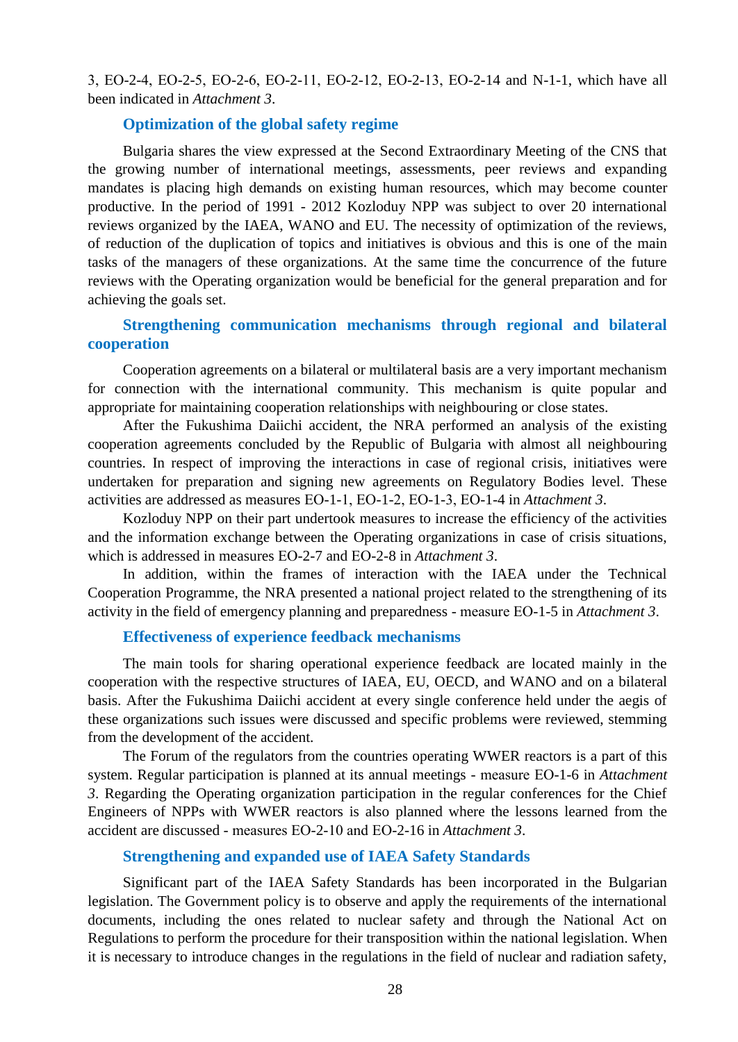3, EO-2-4, EO-2-5, EO-2-6, EO-2-11, EO-2-12, EO-2-13, EO-2-14 and N-1-1, which have all been indicated in *Attachment 3*.

### Optimization of the global safety regime

Bulgaria shares the view expressed at the Second Extraordinary Meeting of the CNS that the growing number of international meetings, assessments, peer reviews and expanding mandates is placing high demands on existing human resources, which may become counter productive. In the period of 1991 - 2012 Kozloduy NPP was subject to over 20 international reviews organized by the IAEA, WANO and EU. The necessity of optimization of the reviews, of reduction of the duplication of topics and initiatives is obvious and this is one of the main tasks of the managers of these organizations. At the same time the concurrence of the future reviews with the Operating organization would be beneficial for the general preparation and for achieving the goals set.

### Strengthening communication mechanisms through regional and bilateral cooperation

Cooperation agreements on a bilateral or multilateral basis are a very important mechanism for connection with the international community. This mechanism is quite popular and appropriate for maintaining cooperation relationships with neighbouring or close states.

After the Fukushima Daiichi accident, the NRA performed an analysis of the existing cooperation agreements concluded by the Republic of Bulgaria with almost all neighbouring countries. In respect of improving the interactions in case of regional crisis, initiatives were undertaken for preparation and signing new agreements on Regulatory Bodies level. These activities are addressed as measures EO-1-1, EO-1-2, EO-1-3, EO-1-4 in *Attachment 3*.

Kozloduy NPP on their part undertook measures to increase the efficiency of the activities and the information exchange between the Operating organizations in case of crisis situations, which is addressed in measures EO-2-7 and EO-2-8 in *Attachment 3*.

In addition, within the frames of interaction with the IAEA under the Technical Cooperation Programme, the NRA presented a national project related to the strengthening of its activity in the field of emergency planning and preparedness - measure EO-1-5 in *Attachment 3*.

### Effectiveness of experience feedback mechanisms

The main tools for sharing operational experience feedback are located mainly in the cooperation with the respective structures of IAEA, EU, OECD, and WANO and on a bilateral basis. After the Fukushima Daiichi accident at every single conference held under the aegis of these organizations such issues were discussed and specific problems were reviewed, stemming from the development of the accident.

The Forum of the regulators from the countries operating WWER reactors is a part of this system. Regular participation is planned at its annual meetings - measure EO-1-6 in *Attachment 3*. Regarding the Operating organization participation in the regular conferences for the Chief Engineers of NPPs with WWER reactors is also planned where the lessons learned from the accident are discussed - measures EO-2-10 and EO-2-16 in *Attachment 3*.

### Strengthening and expanded use of IAEA Safety Standards

Significant part of the IAEA Safety Standards has been incorporated in the Bulgarian legislation. The Government policy is to observe and apply the requirements of the international documents, including the ones related to nuclear safety and through the National Act on Regulations to perform the procedure for their transposition within the national legislation. When it is necessary to introduce changes in the regulations in the field of nuclear and radiation safety,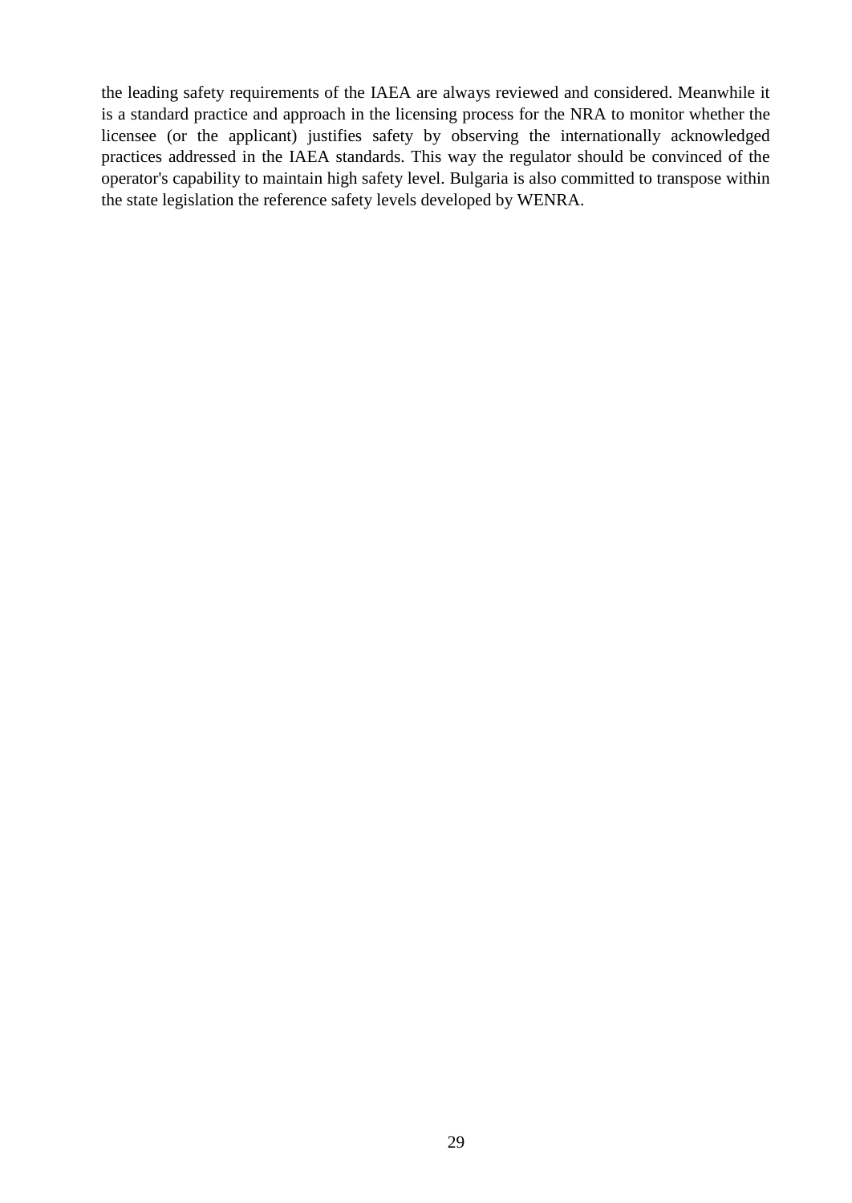the leading safety requirements of the IAEA are always reviewed and considered. Meanwhile it is a standard practice and approach in the licensing process for the NRA to monitor whether the licensee (or the applicant) justifies safety by observing the internationally acknowledged practices addressed in the IAEA standards. This way the regulator should be convinced of the operator's capability to maintain high safety level. Bulgaria is also committed to transpose within the state legislation the reference safety levels developed by WENRA.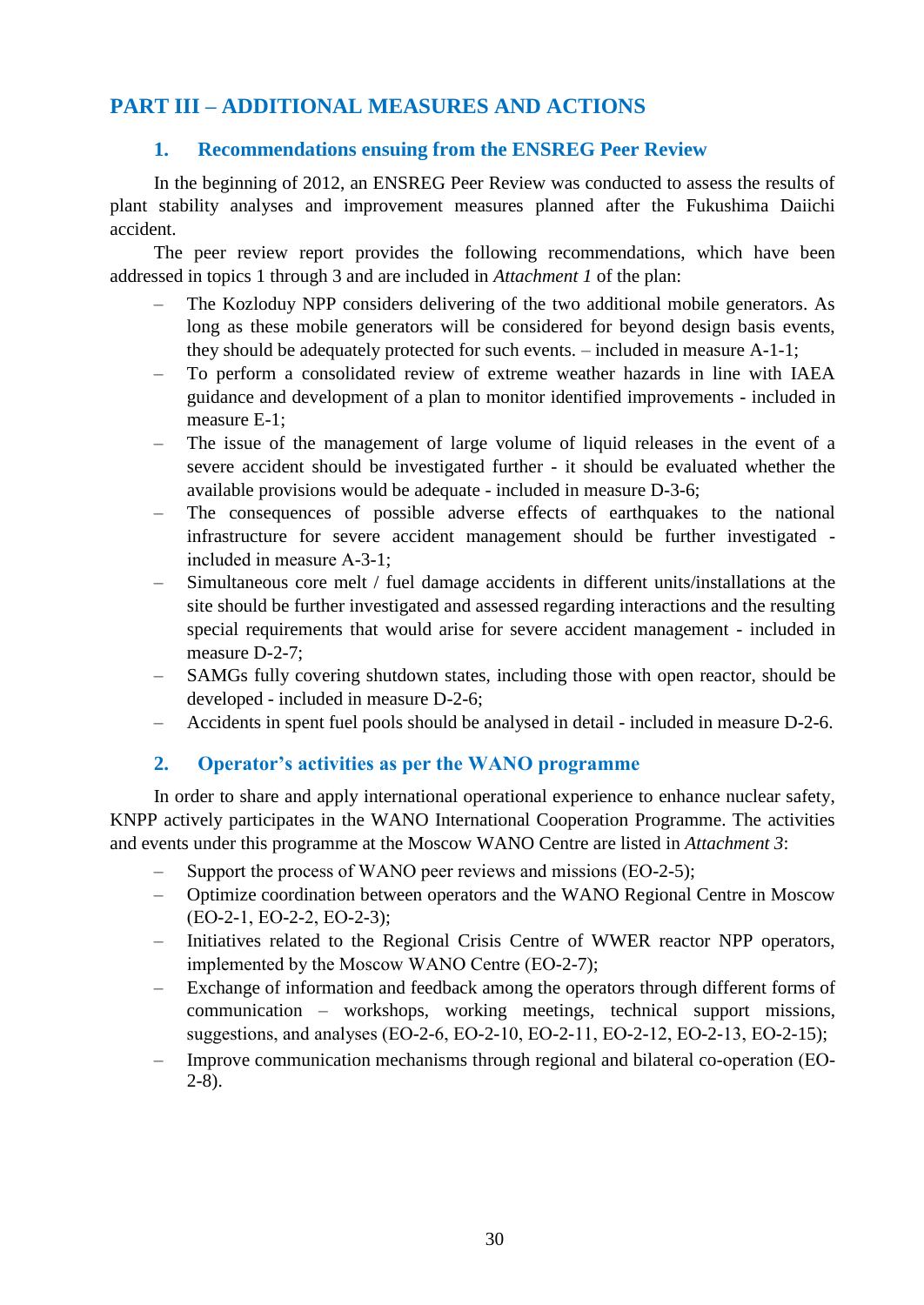# PART III – ADDITIONAL MEASURES AND ACTIONS

## 1. Recommendations ensuing from the ENSREG Peer Review

In the beginning of 2012, an ENSREG Peer Review was conducted to assess the results of plant stability analyses and improvement measures planned after the Fukushima Daiichi accident.

The peer review report provides the following recommendations, which have been addressed in topics 1 through 3 and are included in *Attachment 1* of the plan:

- The Kozloduy NPP considers delivering of the two additional mobile generators. As long as these mobile generators will be considered for beyond design basis events, they should be adequately protected for such events. – included in measure A-1-1;
- To perform a consolidated review of extreme weather hazards in line with IAEA guidance and development of a plan to monitor identified improvements - included in measure E-1;
- The issue of the management of large volume of liquid releases in the event of a severe accident should be investigated further - it should be evaluated whether the available provisions would be adequate - included in measure D-3-6;
- The consequences of possible adverse effects of earthquakes to the national infrastructure for severe accident management should be further investigated - included in measure A-3-1;
- Simultaneous core melt / fuel damage accidents in different units/installations at the site should be further investigated and assessed regarding interactions and the resulting special requirements that would arise for severe accident management - included in measure D-2-7;
- SAMGs fully covering shutdown states, including those with open reactor, should be developed - included in measure D-2-6;
- Accidents in spent fuel pools should be analysed in detail - included in measure D-2-6.

## 2. Operator’s activities as per the WANO programme

In order to share and apply international operational experience to enhance nuclear safety, KNPP actively participates in the WANO International Cooperation Programme. The activities and events under this programme at the Moscow WANO Centre are listed in *Attachment 3*:

- Support the process of WANO peer reviews and missions (EO-2-5);
- Optimize coordination between operators and the WANO Regional Centre in Moscow (EO-2-1, EO-2-2, EO-2-3);
- Initiatives related to the Regional Crisis Centre of WWER reactor NPP operators, implemented by the Moscow WANO Centre (EO-2-7);
- Exchange of information and feedback among the operators through different forms of communication – workshops, working meetings, technical support missions, suggestions, and analyses (EO-2-6, EO-2-10, EO-2-11, EO-2-12, EO-2-13, EO-2-15);
- Improve communication mechanisms through regional and bilateral co-operation (EO-2-8).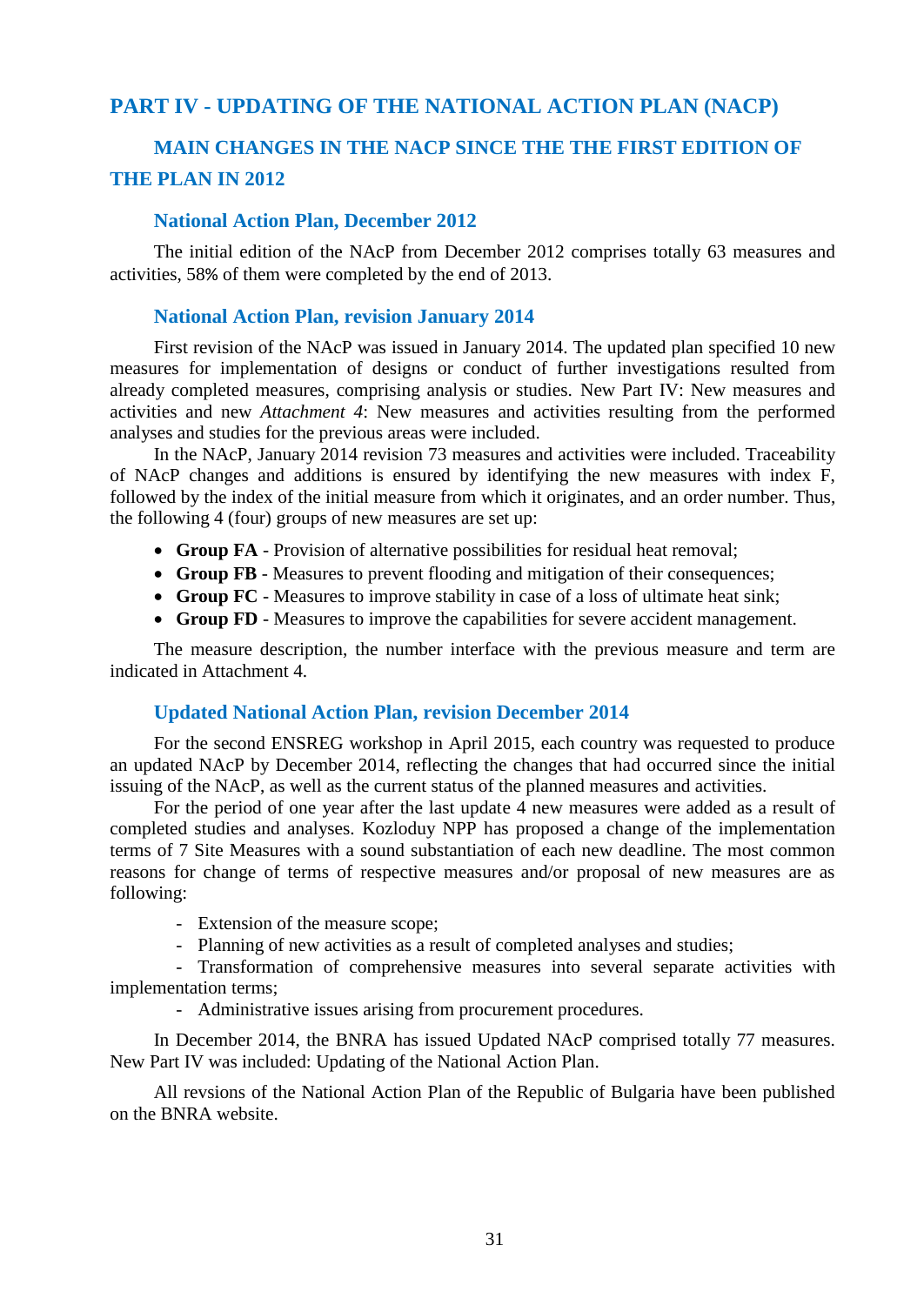# PART IV - UPDATING OF THE NATIONAL ACTION PLAN (NACP)

## MAIN CHANGES IN THE NACP SINCE THE THE FIRST EDITION OF THE PLAN IN 2012

### National Action Plan, December 2012

The initial edition of the NAcP from December 2012 comprises totally 63 measures and activities, 58% of them were completed by the end of 2013.

### National Action Plan, revision January 2014

First revision of the NAcP was issued in January 2014. The updated plan specified 10 new measures for implementation of designs or conduct of further investigations resulted from already completed measures, comprising analysis or studies. New Part IV: New measures and activities and new *Attachment 4*: New measures and activities resulting from the performed analyses and studies for the previous areas were included.

In the NAcP, January 2014 revision 73 measures and activities were included. Traceability of NAcP changes and additions is ensured by identifying the new measures with index F, followed by the index of the initial measure from which it originates, and an order number. Thus, the following 4 (four) groups of new measures are set up:

- **Group FA** - Provision of alternative possibilities for residual heat removal;
- **Group FB** - Measures to prevent flooding and mitigation of their consequences;
- **Group FC** - Measures to improve stability in case of a loss of ultimate heat sink;
- **Group FD** - Measures to improve the capabilities for severe accident management.

The measure description, the number interface with the previous measure and term are indicated in Attachment 4.

### Updated National Action Plan, revision December 2014

For the second ENSREG workshop in April 2015, each country was requested to produce an updated NAcP by December 2014, reflecting the changes that had occurred since the initial issuing of the NAcP, as well as the current status of the planned measures and activities.

For the period of one year after the last update 4 new measures were added as a result of completed studies and analyses. Kozloduy NPP has proposed a change of the implementation terms of 7 Site Measures with a sound substantiation of each new deadline. The most common reasons for change of terms of respective measures and/or proposal of new measures are as following:

- Extension of the measure scope;
- Planning of new activities as a result of completed analyses and studies;
- Transformation of comprehensive measures into several separate activities with implementation terms;
- Administrative issues arising from procurement procedures.

In December 2014, the BNRA has issued Updated NAcP comprised totally 77 measures. New Part IV was included: Updating of the National Action Plan.

All revsions of the National Action Plan of the Republic of Bulgaria have been published on the BNRA website.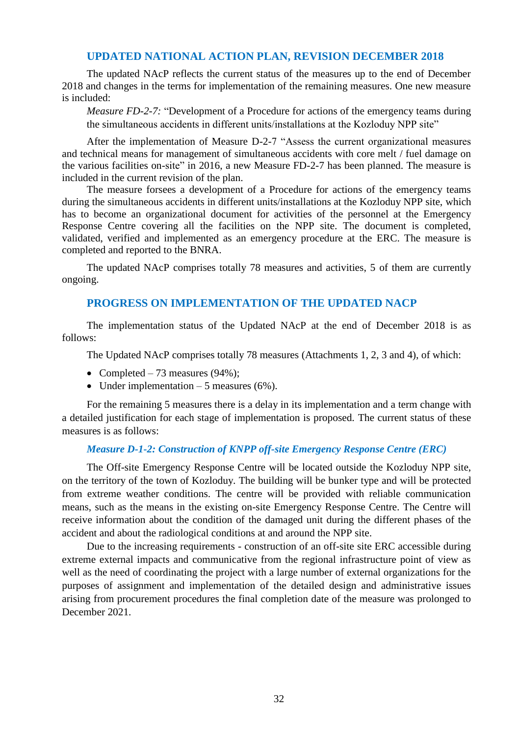## UPDATED NATIONAL ACTION PLAN, REVISION DECEMBER 2018

The updated NAcP reflects the current status of the measures up to the end of December 2018 and changes in the terms for implementation of the remaining measures. One new measure is included:

*Measure FD-2-7:* "Development of a Procedure for actions of the emergency teams during the simultaneous accidents in different units/installations at the Kozloduy NPP site"

After the implementation of Measure D-2-7 "Assess the current organizational measures and technical means for management of simultaneous accidents with core melt / fuel damage on the various facilities on-site" in 2016, a new Measure FD-2-7 has been planned. The measure is included in the current revision of the plan.

The measure forsees a development of a Procedure for actions of the emergency teams during the simultaneous accidents in different units/installations at the Kozloduy NPP site, which has to become an organizational document for activities of the personnel at the Emergency Response Centre covering all the facilities on the NPP site. The document is completed, validated, verified and implemented as an emergency procedure at the ERC. The measure is completed and reported to the BNRA.

The updated NAcP comprises totally 78 measures and activities, 5 of them are currently ongoing.

## PROGRESS ON IMPLEMENTATION OF THE UPDATED NACP

The implementation status of the Updated NAcP at the end of December 2018 is as follows:

The Updated NAcP comprises totally 78 measures (Attachments 1, 2, 3 and 4), of which:

- Completed – 73 measures (94%);
- Under implementation – 5 measures (6%).

For the remaining 5 measures there is a delay in its implementation and a term change with a detailed justification for each stage of implementation is proposed. The current status of these measures is as follows:

### *Measure D-1-2: Construction of KNPP off-site Emergency Response Centre (ERC)*

The Off-site Emergency Response Centre will be located outside the Kozloduy NPP site, on the territory of the town of Kozloduy. The building will be bunker type and will be protected from extreme weather conditions. The centre will be provided with reliable communication means, such as the means in the existing on-site Emergency Response Centre. The Centre will receive information about the condition of the damaged unit during the different phases of the accident and about the radiological conditions at and around the NPP site.

Due to the increasing requirements - construction of an off-site site ERC accessible during extreme external impacts and communicative from the regional infrastructure point of view as well as the need of coordinating the project with a large number of external organizations for the purposes of assignment and implementation of the detailed design and administrative issues arising from procurement procedures the final completion date of the measure was prolonged to December 2021.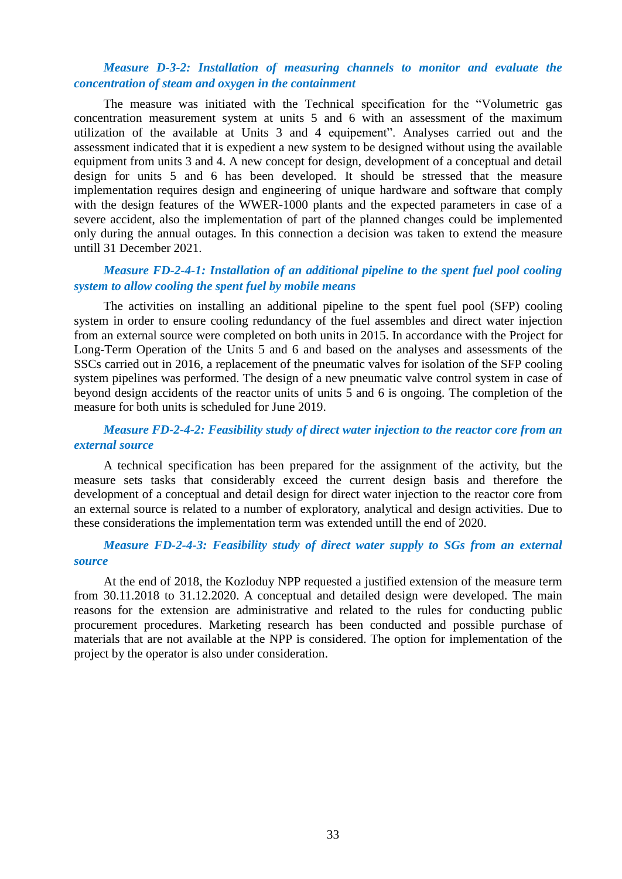***Measure D-3-2: Installation of measuring channels to monitor and evaluate the concentration of steam and oxygen in the containment***

The measure was initiated with the Technical specification for the "Volumetric gas concentration measurement system at units 5 and 6 with an assessment of the maximum utilization of the available at Units 3 and 4 equipement". Analyses carried out and the assessment indicated that it is expedient a new system to be designed without using the available equipment from units 3 and 4. A new concept for design, development of a conceptual and detail design for units 5 and 6 has been developed. It should be stressed that the measure implementation requires design and engineering of unique hardware and software that comply with the design features of the WWER-1000 plants and the expected parameters in case of a severe accident, also the implementation of part of the planned changes could be implemented only during the annual outages. In this connection a decision was taken to extend the measure untill 31 December 2021.

***Measure FD-2-4-1: Installation of an additional pipeline to the spent fuel pool cooling system to allow cooling the spent fuel by mobile means***

The activities on installing an additional pipeline to the spent fuel pool (SFP) cooling system in order to ensure cooling redundancy of the fuel assembles and direct water injection from an external source were completed on both units in 2015. In accordance with the Project for Long-Term Operation of the Units 5 and 6 and based on the analyses and assessments of the SSCs carried out in 2016, a replacement of the pneumatic valves for isolation of the SFP cooling system pipelines was performed. The design of a new pneumatic valve control system in case of beyond design accidents of the reactor units of units 5 and 6 is ongoing. The completion of the measure for both units is scheduled for June 2019.

***Measure FD-2-4-2: Feasibility study of direct water injection to the reactor core from an external source***

A technical specification has been prepared for the assignment of the activity, but the measure sets tasks that considerably exceed the current design basis and therefore the development of a conceptual and detail design for direct water injection to the reactor core from an external source is related to a number of exploratory, analytical and design activities. Due to these considerations the implementation term was extended untill the end of 2020.

***Measure FD-2-4-3: Feasibility study of direct water supply to SGs from an external source***

At the end of 2018, the Kozloduy NPP requested a justified extension of the measure term from 30.11.2018 to 31.12.2020. A conceptual and detailed design were developed. The main reasons for the extension are administrative and related to the rules for conducting public procurement procedures. Marketing research has been conducted and possible purchase of materials that are not available at the NPP is considered. The option for implementation of the project by the operator is also under consideration.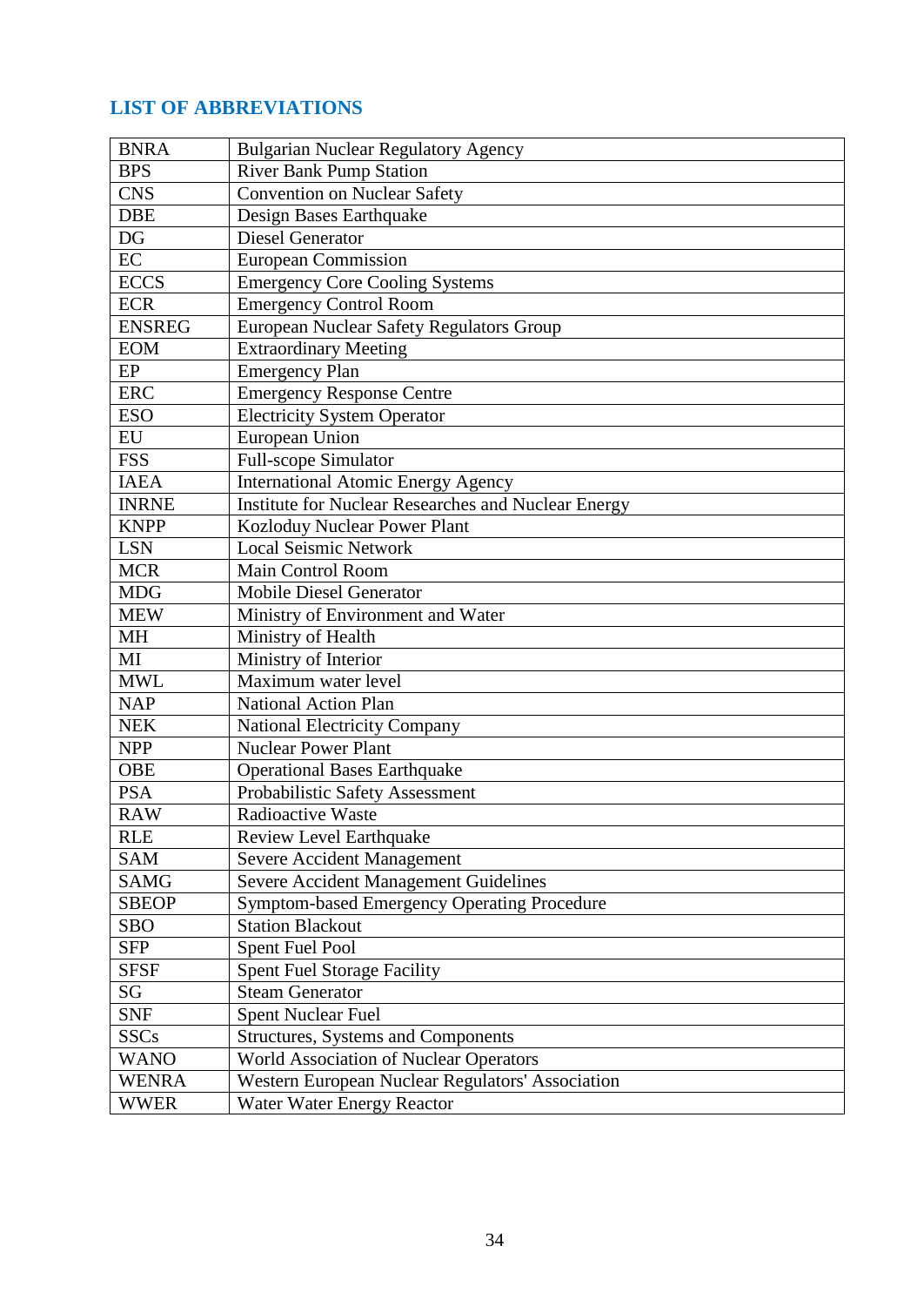## LIST OF ABBREVIATIONS

| | |
|---|---|
| BNRA | Bulgarian Nuclear Regulatory Agency |
| BPS | River Bank Pump Station |
| CNS | Convention on Nuclear Safety |
| DBE | Design Bases Earthquake |
| DG | Diesel Generator |
| EC | European Commission |
| ECCS | Emergency Core Cooling Systems |
| ECR | Emergency Control Room |
| ENSREG | European Nuclear Safety Regulators Group |
| EOM | Extraordinary Meeting |
| EP | Emergency Plan |
| ERC | Emergency Response Centre |
| ESO | Electricity System Operator |
| EU | European Union |
| FSS | Full-scope Simulator |
| IAEA | International Atomic Energy Agency |
| INRNE | Institute for Nuclear Researches and Nuclear Energy |
| KNPP | Kozloduy Nuclear Power Plant |
| LSN | Local Seismic Network |
| MCR | Main Control Room |
| MDG | Mobile Diesel Generator |
| MEW | Ministry of Environment and Water |
| MH | Ministry of Health |
| MI | Ministry of Interior |
| MWL | Maximum water level |
| NAP | National Action Plan |
| NEK | National Electricity Company |
| NPP | Nuclear Power Plant |
| OBE | Operational Bases Earthquake |
| PSA | Probabilistic Safety Assessment |
| RAW | Radioactive Waste |
| RLE | Review Level Earthquake |
| SAM | Severe Accident Management |
| SAMG | Severe Accident Management Guidelines |
| SBEOP | Symptom-based Emergency Operating Procedure |
| SBO | Station Blackout |
| SFP | Spent Fuel Pool |
| SFSF | Spent Fuel Storage Facility |
| SG | Steam Generator |
| SNF | Spent Nuclear Fuel |
| SSCs | Structures, Systems and Components |
| WANO | World Association of Nuclear Operators |
| WENRA | Western European Nuclear Regulators' Association |
| WWER | Water Water Energy Reactor |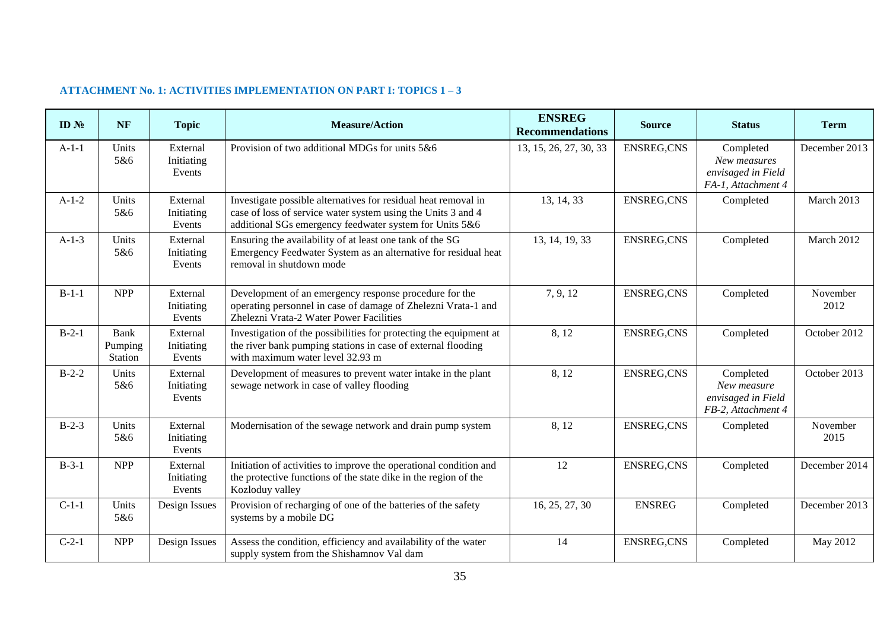### ATTACHMENT No. 1: ACTIVITIES IMPLEMENTATION ON PART I: TOPICS 1 – 3

| ID № | NF | Topic | Measure/Action | ENSREG Recommendations | Source | Status | Term |
|---|---|---|---|---|---|---|---|
| A-1-1 | Units 5&6 | External Initiating Events | Provision of two additional MDGs for units 5&6 | 13, 15, 26, 27, 30, 33 | ENSREG,CNS | Completed *New measures envisaged in Field FA-1, Attachment 4* | December 2013 |
| A-1-2 | Units 5&6 | External Initiating Events | Investigate possible alternatives for residual heat removal in case of loss of service water system using the Units 3 and 4 additional SGs emergency feedwater system for Units 5&6 | 13, 14, 33 | ENSREG,CNS | Completed | March 2013 |
| A-1-3 | Units 5&6 | External Initiating Events | Ensuring the availability of at least one tank of the SG Emergency Feedwater System as an alternative for residual heat removal in shutdown mode | 13, 14, 19, 33 | ENSREG,CNS | Completed | March 2012 |
| B-1-1 | NPP | External Initiating Events | Development of an emergency response procedure for the operating personnel in case of damage of Zhelezni Vrata-1 and Zhelezni Vrata-2 Water Power Facilities | 7, 9, 12 | ENSREG,CNS | Completed | November 2012 |
| B-2-1 | Bank Pumping Station | External Initiating Events | Investigation of the possibilities for protecting the equipment at the river bank pumping stations in case of external flooding with maximum water level 32.93 m | 8, 12 | ENSREG,CNS | Completed | October 2012 |
| B-2-2 | Units 5&6 | External Initiating Events | Development of measures to prevent water intake in the plant sewage network in case of valley flooding | 8, 12 | ENSREG,CNS | Completed *New measure envisaged in Field FB-2, Attachment 4* | October 2013 |
| B-2-3 | Units 5&6 | External Initiating Events | Modernisation of the sewage network and drain pump system | 8, 12 | ENSREG,CNS | Completed | November 2015 |
| B-3-1 | NPP | External Initiating Events | Initiation of activities to improve the operational condition and the protective functions of the state dike in the region of the Kozloduy valley | 12 | ENSREG,CNS | Completed | December 2014 |
| C-1-1 | Units 5&6 | Design Issues | Provision of recharging of one of the batteries of the safety systems by a mobile DG | 16, 25, 27, 30 | ENSREG | Completed | December 2013 |
| C-2-1 | NPP | Design Issues | Assess the condition, efficiency and availability of the water supply system from the Shishamnov Val dam | 14 | ENSREG,CNS | Completed | May 2012 |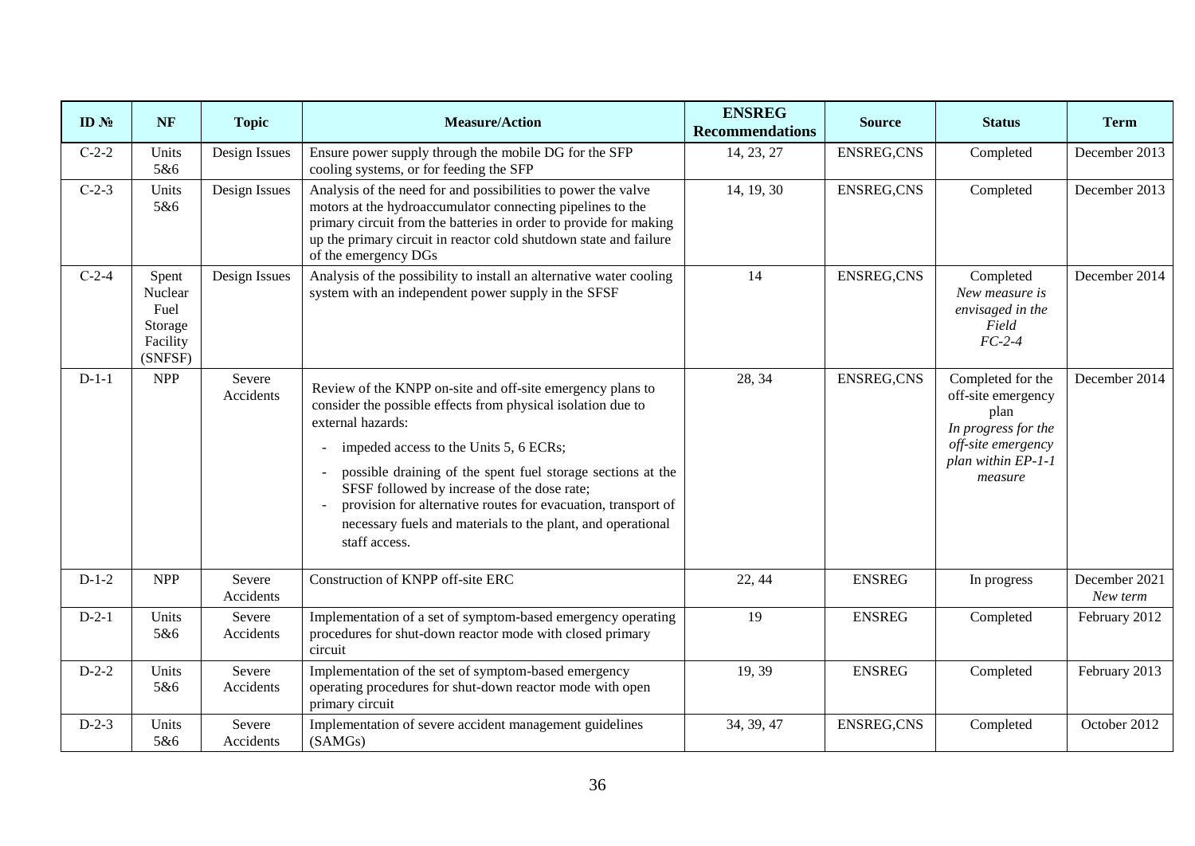| ID № | NF | Topic | Measure/Action | ENSREG Recommendations | Source | Status | Term |
|---|---|---|---|---|---|---|---|
| C-2-2 | Units 5&6 | Design Issues | Ensure power supply through the mobile DG for the SFP cooling systems, or for feeding the SFP | 14, 23, 27 | ENSREG,CNS | Completed | December 2013 |
| C-2-3 | Units 5&6 | Design Issues | Analysis of the need for and possibilities to power the valve motors at the hydroaccumulator connecting pipelines to the primary circuit from the batteries in order to provide for making up the primary circuit in reactor cold shutdown state and failure of the emergency DGs | 14, 19, 30 | ENSREG,CNS | Completed | December 2013 |
| C-2-4 | Spent Nuclear Fuel Storage Facility (SNFSF) | Design Issues | Analysis of the possibility to install an alternative water cooling system with an independent power supply in the SFSF | 14 | ENSREG,CNS | Completed *New measure is envisaged in the Field FC-2-4* | December 2014 |
| D-1-1 | NPP | Severe Accidents | Review of the KNPP on-site and off-site emergency plans to consider the possible effects from physical isolation due to external hazards: <br>- impeded access to the Units 5, 6 ECRs; <br>- possible draining of the spent fuel storage sections at the SFSF followed by increase of the dose rate; <br>- provision for alternative routes for evacuation, transport of necessary fuels and materials to the plant, and operational staff access. | 28, 34 | ENSREG,CNS | Completed for the off-site emergency plan *In progress for the off-site emergency plan within EP-1-1 measure* | December 2014 |
| D-1-2 | NPP | Severe Accidents | Construction of KNPP off-site ERC | 22, 44 | ENSREG | In progress | December 2021 *New term* |
| D-2-1 | Units 5&6 | Severe Accidents | Implementation of a set of symptom-based emergency operating procedures for shut-down reactor mode with closed primary circuit | 19 | ENSREG | Completed | February 2012 |
| D-2-2 | Units 5&6 | Severe Accidents | Implementation of the set of symptom-based emergency operating procedures for shut-down reactor mode with open primary circuit | 19, 39 | ENSREG | Completed | February 2013 |
| D-2-3 | Units 5&6 | Severe Accidents | Implementation of severe accident management guidelines (SAMGs) | 34, 39, 47 | ENSREG,CNS | Completed | October 2012 |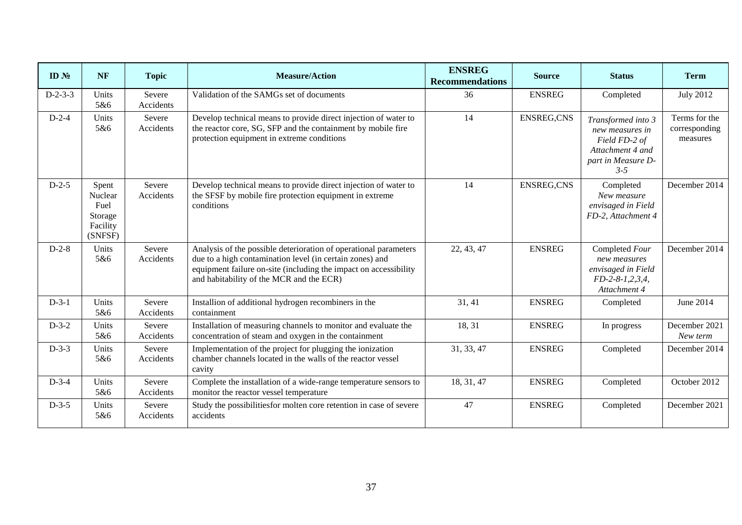| ID № | NF | Topic | Measure/Action | ENSREG Recommendations | Source | Status | Term |
|---|---|---|---|---|---|---|---|
| D-2-3-3 | Units 5&6 | Severe Accidents | Validation of the SAMGs set of documents | 36 | ENSREG | Completed | July 2012 |
| D-2-4 | Units 5&6 | Severe Accidents | Develop technical means to provide direct injection of water to the reactor core, SG, SFP and the containment by mobile fire protection equipment in extreme conditions | 14 | ENSREG,CNS | *Transformed into 3 new measures in Field FD-2 of Attachment 4 and part in Measure D-3-5* | Terms for the corresponding measures |
| D-2-5 | Spent Nuclear Fuel Storage Facility (SNFSF) | Severe Accidents | Develop technical means to provide direct injection of water to the SFSF by mobile fire protection equipment in extreme conditions | 14 | ENSREG,CNS | Completed *New measure envisaged in Field FD-2, Attachment 4* | December 2014 |
| D-2-8 | Units 5&6 | Severe Accidents | Analysis of the possible deterioration of operational parameters due to a high contamination level (in certain zones) and equipment failure on-site (including the impact on accessibility and habitability of the MCR and the ECR) | 22, 43, 47 | ENSREG | Completed *Four new measures envisaged in Field FD-2-8-1,2,3,4, Attachment 4* | December 2014 |
| D-3-1 | Units 5&6 | Severe Accidents | Installion of additional hydrogen recombiners in the containment | 31, 41 | ENSREG | Completed | June 2014 |
| D-3-2 | Units 5&6 | Severe Accidents | Installation of measuring channels to monitor and evaluate the concentration of steam and oxygen in the containment | 18, 31 | ENSREG | In progress | December 2021 *New term* |
| D-3-3 | Units 5&6 | Severe Accidents | Implementation of the project for plugging the ionization chamber channels located in the walls of the reactor vessel cavity | 31, 33, 47 | ENSREG | Completed | December 2014 |
| D-3-4 | Units 5&6 | Severe Accidents | Complete the installation of a wide-range temperature sensors to monitor the reactor vessel temperature | 18, 31, 47 | ENSREG | Completed | October 2012 |
| D-3-5 | Units 5&6 | Severe Accidents | Study the possibilitiesfor molten core retention in case of severe accidents | 47 | ENSREG | Completed | December 2021 |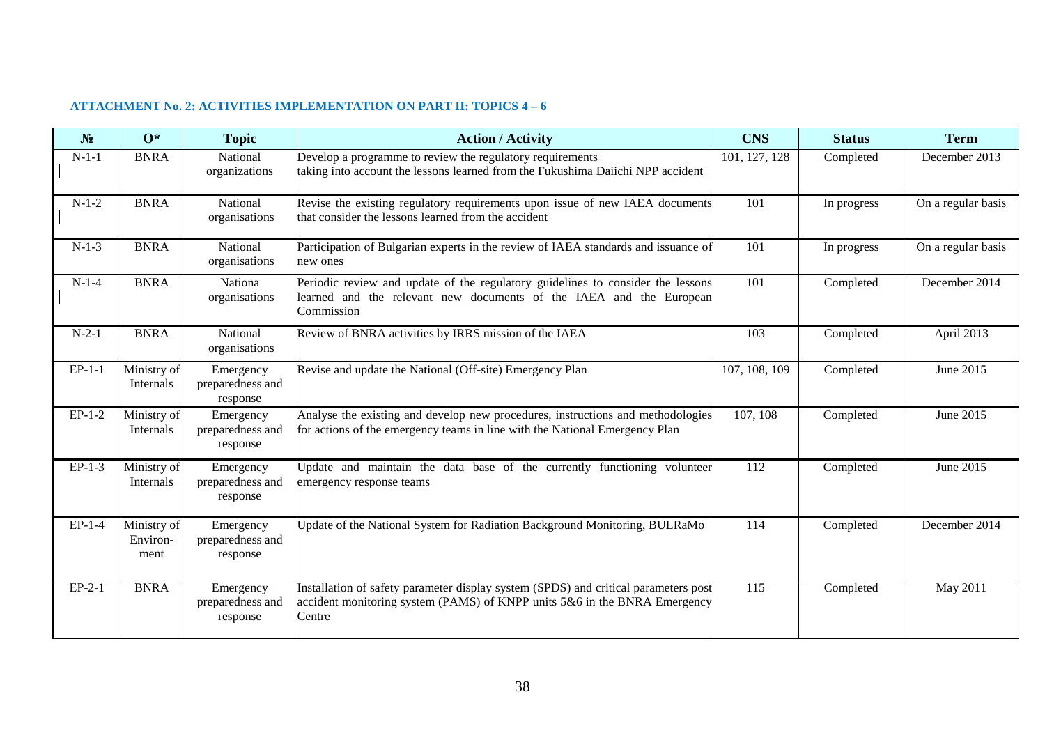**ATTACHMENT No. 2: ACTIVITIES IMPLEMENTATION ON PART II: TOPICS 4 – 6**

| № | O* | Topic | Action / Activity | CNS | Status | Term |
|---|---|---|---|---|---|---|
| N-1-1 | BNRA | National organizations | Develop a programme to review the regulatory requirements taking into account the lessons learned from the Fukushima Daiichi NPP accident | 101, 127, 128 | Completed | December 2013 |
| N-1-2 | BNRA | National organisations | Revise the existing regulatory requirements upon issue of new IAEA documents that consider the lessons learned from the accident | 101 | In progress | On a regular basis |
| N-1-3 | BNRA | National organisations | Participation of Bulgarian experts in the review of IAEA standards and issuance of new ones | 101 | In progress | On a regular basis |
| N-1-4 | BNRA | Nationa organisations | Periodic review and update of the regulatory guidelines to consider the lessons learned and the relevant new documents of the IAEA and the European Commission | 101 | Completed | December 2014 |
| N-2-1 | BNRA | National organisations | Review of BNRA activities by IRRS mission of the IAEA | 103 | Completed | April 2013 |
| EP-1-1 | Ministry of Internals | Emergency preparedness and response | Revise and update the National (Off-site) Emergency Plan | 107, 108, 109 | Completed | June 2015 |
| EP-1-2 | Ministry of Internals | Emergency preparedness and response | Analyse the existing and develop new procedures, instructions and methodologies for actions of the emergency teams in line with the National Emergency Plan | 107, 108 | Completed | June 2015 |
| EP-1-3 | Ministry of Internals | Emergency preparedness and response | Update and maintain the data base of the currently functioning volunteer emergency response teams | 112 | Completed | June 2015 |
| EP-1-4 | Ministry of Environ-ment | Emergency preparedness and response | Update of the National System for Radiation Background Monitoring, BULRaMo | 114 | Completed | December 2014 |
| EP-2-1 | BNRA | Emergency preparedness and response | Installation of safety parameter display system (SPDS) and critical parameters post accident monitoring system (PAMS) of KNPP units 5&6 in the BNRA Emergency Centre | 115 | Completed | May 2011 |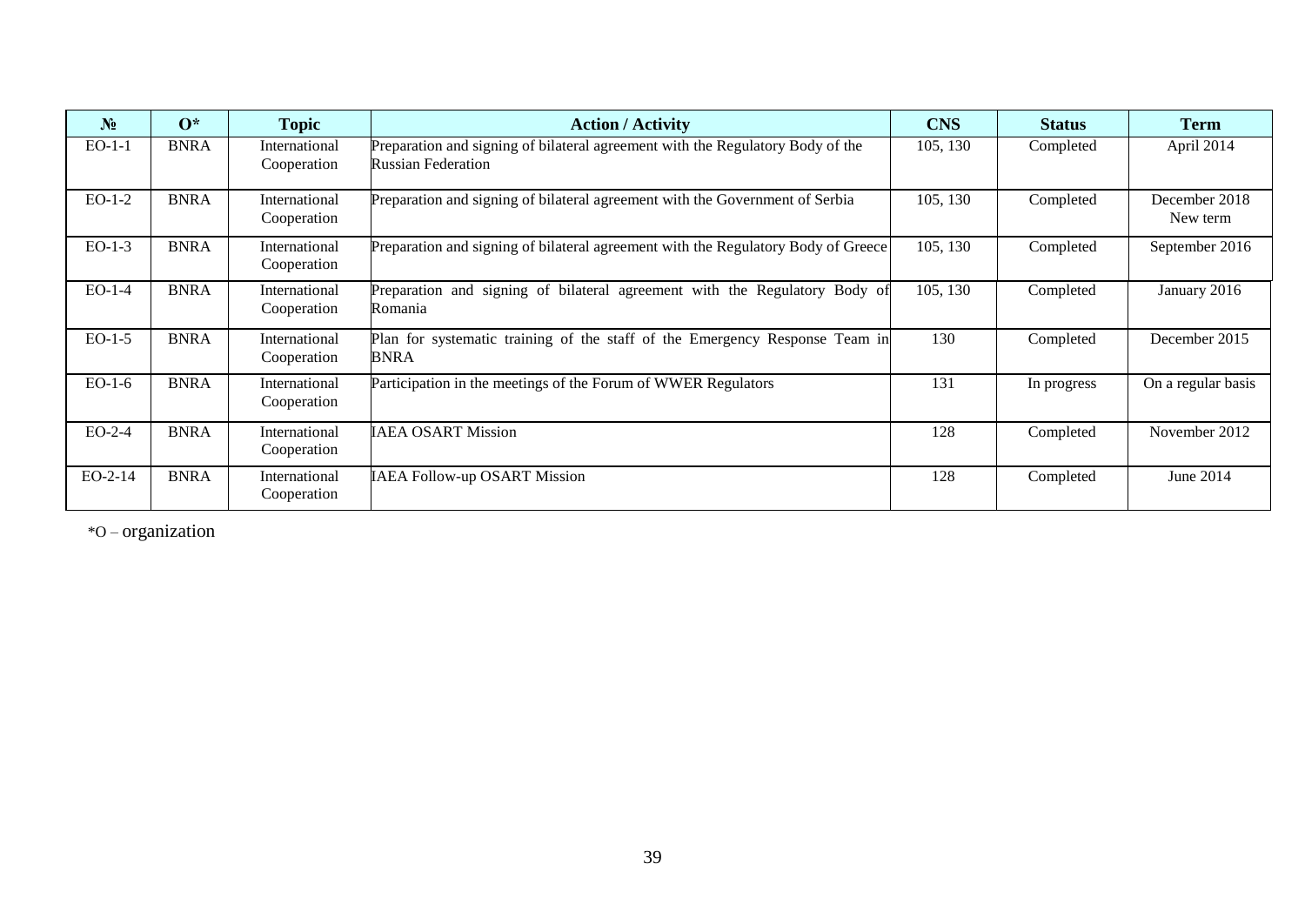| № | O* | Topic | Action / Activity | CNS | Status | Term |
|---|---|---|---|---|---|---|
| EO-1-1 | BNRA | International Cooperation | Preparation and signing of bilateral agreement with the Regulatory Body of the Russian Federation | 105, 130 | Completed | April 2014 |
| EO-1-2 | BNRA | International Cooperation | Preparation and signing of bilateral agreement with the Government of Serbia | 105, 130 | Completed | December 2018 New term |
| EO-1-3 | BNRA | International Cooperation | Preparation and signing of bilateral agreement with the Regulatory Body of Greece | 105, 130 | Completed | September 2016 |
| EO-1-4 | BNRA | International Cooperation | Preparation and signing of bilateral agreement with the Regulatory Body of Romania | 105, 130 | Completed | January 2016 |
| EO-1-5 | BNRA | International Cooperation | Plan for systematic training of the staff of the Emergency Response Team in BNRA | 130 | Completed | December 2015 |
| EO-1-6 | BNRA | International Cooperation | Participation in the meetings of the Forum of WWER Regulators | 131 | In progress | On a regular basis |
| EO-2-4 | BNRA | International Cooperation | IAEA OSART Mission | 128 | Completed | November 2012 |
| EO-2-14 | BNRA | International Cooperation | IAEA Follow-up OSART Mission | 128 | Completed | June 2014 |

*O – organization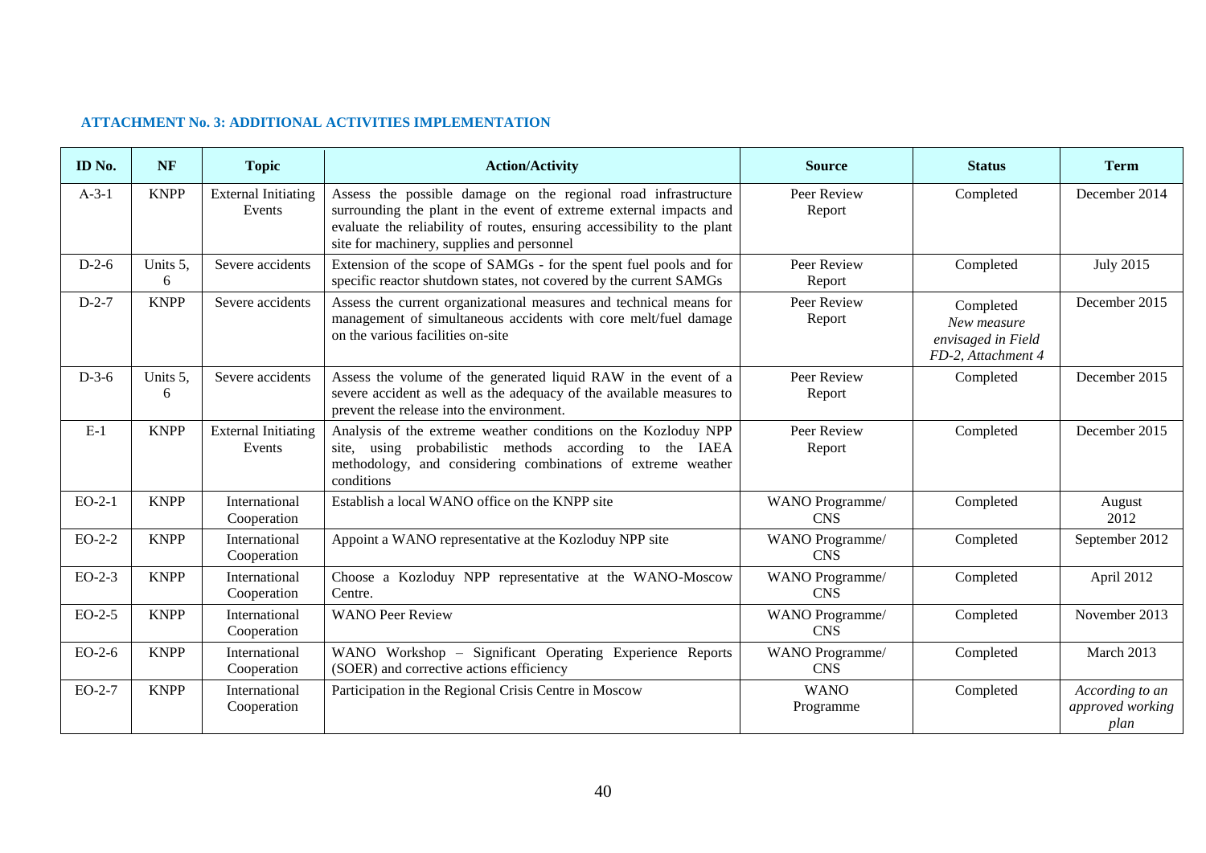**ATTACHMENT No. 3: ADDITIONAL ACTIVITIES IMPLEMENTATION**

| ID No. | NF | Topic | Action/Activity | Source | Status | Term |
|---|---|---|---|---|---|---|
| A-3-1 | KNPP | External Initiating Events | Assess the possible damage on the regional road infrastructure surrounding the plant in the event of extreme external impacts and evaluate the reliability of routes, ensuring accessibility to the plant site for machinery, supplies and personnel | Peer Review Report | Completed | December 2014 |
| D-2-6 | Units 5, 6 | Severe accidents | Extension of the scope of SAMGs - for the spent fuel pools and for specific reactor shutdown states, not covered by the current SAMGs | Peer Review Report | Completed | July 2015 |
| D-2-7 | KNPP | Severe accidents | Assess the current organizational measures and technical means for management of simultaneous accidents with core melt/fuel damage on the various facilities on-site | Peer Review Report | Completed *New measure envisaged in Field FD-2, Attachment 4* | December 2015 |
| D-3-6 | Units 5, 6 | Severe accidents | Assess the volume of the generated liquid RAW in the event of a severe accident as well as the adequacy of the available measures to prevent the release into the environment. | Peer Review Report | Completed | December 2015 |
| E-1 | KNPP | External Initiating Events | Analysis of the extreme weather conditions on the Kozloduy NPP site, using probabilistic methods according to the IAEA methodology, and considering combinations of extreme weather conditions | Peer Review Report | Completed | December 2015 |
| EO-2-1 | KNPP | International Cooperation | Establish a local WANO office on the KNPP site | WANO Programme/ CNS | Completed | August 2012 |
| EO-2-2 | KNPP | International Cooperation | Appoint a WANO representative at the Kozloduy NPP site | WANO Programme/ CNS | Completed | September 2012 |
| EO-2-3 | KNPP | International Cooperation | Choose a Kozloduy NPP representative at the WANO-Moscow Centre. | WANO Programme/ CNS | Completed | April 2012 |
| EO-2-5 | KNPP | International Cooperation | WANO Peer Review | WANO Programme/ CNS | Completed | November 2013 |
| EO-2-6 | KNPP | International Cooperation | WANO Workshop – Significant Operating Experience Reports (SOER) and corrective actions efficiency | WANO Programme/ CNS | Completed | March 2013 |
| EO-2-7 | KNPP | International Cooperation | Participation in the Regional Crisis Centre in Moscow | WANO Programme | Completed | *According to an approved working plan* |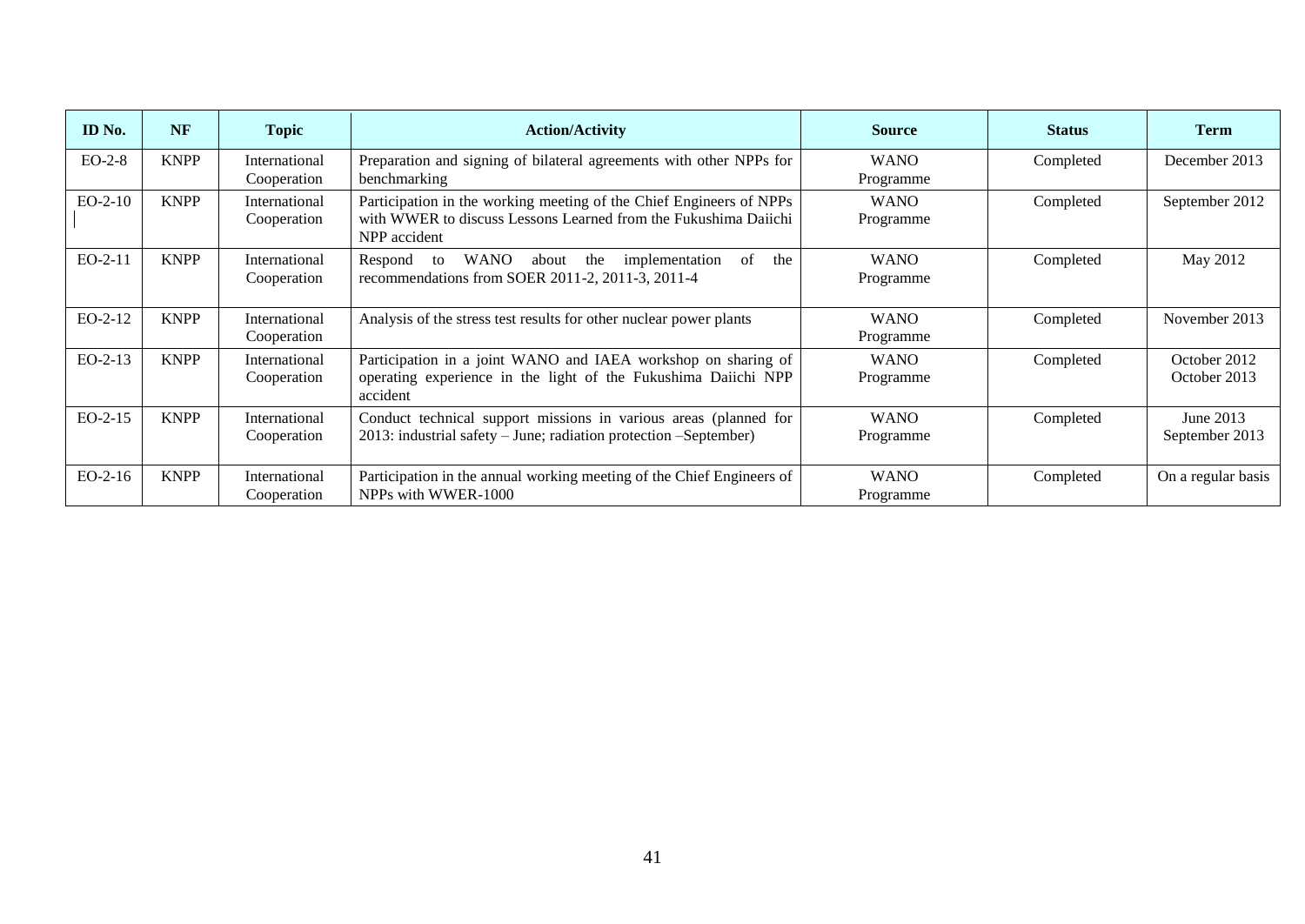| ID No. | NF | Topic | Action/Activity | Source | Status | Term |
|---|---|---|---|---|---|---|
| EO-2-8 | KNPP | International Cooperation | Preparation and signing of bilateral agreements with other NPPs for benchmarking | WANO Programme | Completed | December 2013 |
| EO-2-10 | KNPP | International Cooperation | Participation in the working meeting of the Chief Engineers of NPPs with WWER to discuss Lessons Learned from the Fukushima Daiichi NPP accident | WANO Programme | Completed | September 2012 |
| EO-2-11 | KNPP | International Cooperation | Respond to WANO about the implementation of the recommendations from SOER 2011-2, 2011-3, 2011-4 | WANO Programme | Completed | May 2012 |
| EO-2-12 | KNPP | International Cooperation | Analysis of the stress test results for other nuclear power plants | WANO Programme | Completed | November 2013 |
| EO-2-13 | KNPP | International Cooperation | Participation in a joint WANO and IAEA workshop on sharing of operating experience in the light of the Fukushima Daiichi NPP accident | WANO Programme | Completed | October 2012 October 2013 |
| EO-2-15 | KNPP | International Cooperation | Conduct technical support missions in various areas (planned for 2013: industrial safety – June; radiation protection –September) | WANO Programme | Completed | June 2013 September 2013 |
| EO-2-16 | KNPP | International Cooperation | Participation in the annual working meeting of the Chief Engineers of NPPs with WWER-1000 | WANO Programme | Completed | On a regular basis |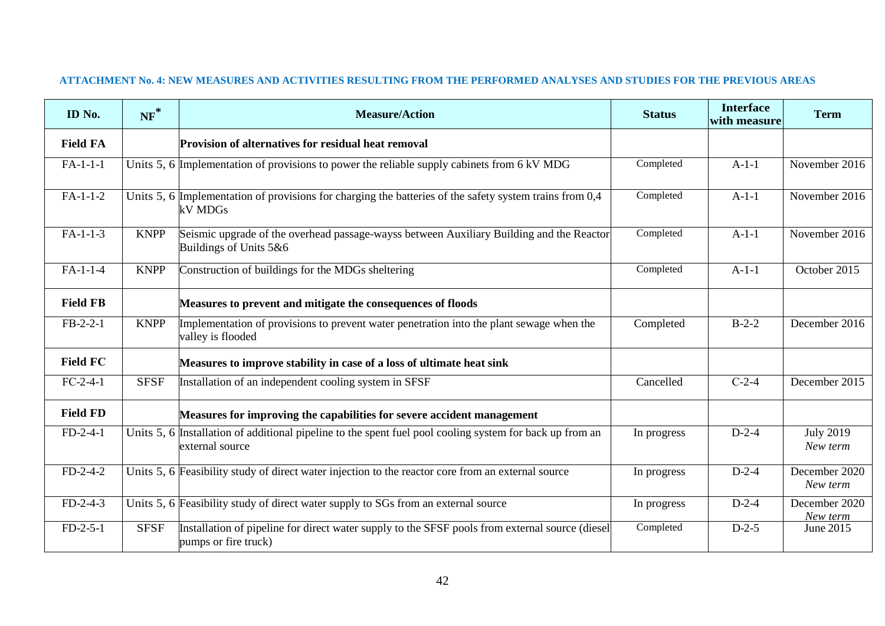**ATTACHMENT No. 4: NEW MEASURES AND ACTIVITIES RESULTING FROM THE PERFORMED ANALYSES AND STUDIES FOR THE PREVIOUS AREAS**

| ID No. | NF* | Measure/Action | Status | Interface with measure | Term |
|---|---|---|---|---|---|
| **Field FA** | | **Provision of alternatives for residual heat removal** | | | |
| FA-1-1-1 | Units 5, 6 | Implementation of provisions to power the reliable supply cabinets from 6 kV MDG | Completed | A-1-1 | November 2016 |
| FA-1-1-2 | Units 5, 6 | Implementation of provisions for charging the batteries of the safety system trains from 0,4 kV MDGs | Completed | A-1-1 | November 2016 |
| FA-1-1-3 | KNPP | Seismic upgrade of the overhead passage-wayss between Auxiliary Building and the Reactor Buildings of Units 5&6 | Completed | A-1-1 | November 2016 |
| FA-1-1-4 | KNPP | Construction of buildings for the MDGs sheltering | Completed | A-1-1 | October 2015 |
| **Field FB** | | **Measures to prevent and mitigate the consequences of floods** | | | |
| FB-2-2-1 | KNPP | Implementation of provisions to prevent water penetration into the plant sewage when the valley is flooded | Completed | B-2-2 | December 2016 |
| **Field FC** | | **Measures to improve stability in case of a loss of ultimate heat sink** | | | |
| FC-2-4-1 | SFSF | Installation of an independent cooling system in SFSF | Cancelled | C-2-4 | December 2015 |
| **Field FD** | | **Measures for improving the capabilities for severe accident management** | | | |
| FD-2-4-1 | Units 5, 6 | Installation of additional pipeline to the spent fuel pool cooling system for back up from an external source | In progress | D-2-4 | July 2019 *New term* |
| FD-2-4-2 | Units 5, 6 | Feasibility study of direct water injection to the reactor core from an external source | In progress | D-2-4 | December 2020 *New term* |
| FD-2-4-3 | Units 5, 6 | Feasibility study of direct water supply to SGs from an external source | In progress | D-2-4 | December 2020 *New term* |
| FD-2-5-1 | SFSF | Installation of pipeline for direct water supply to the SFSF pools from external source (diesel pumps or fire truck) | Completed | D-2-5 | June 2015 |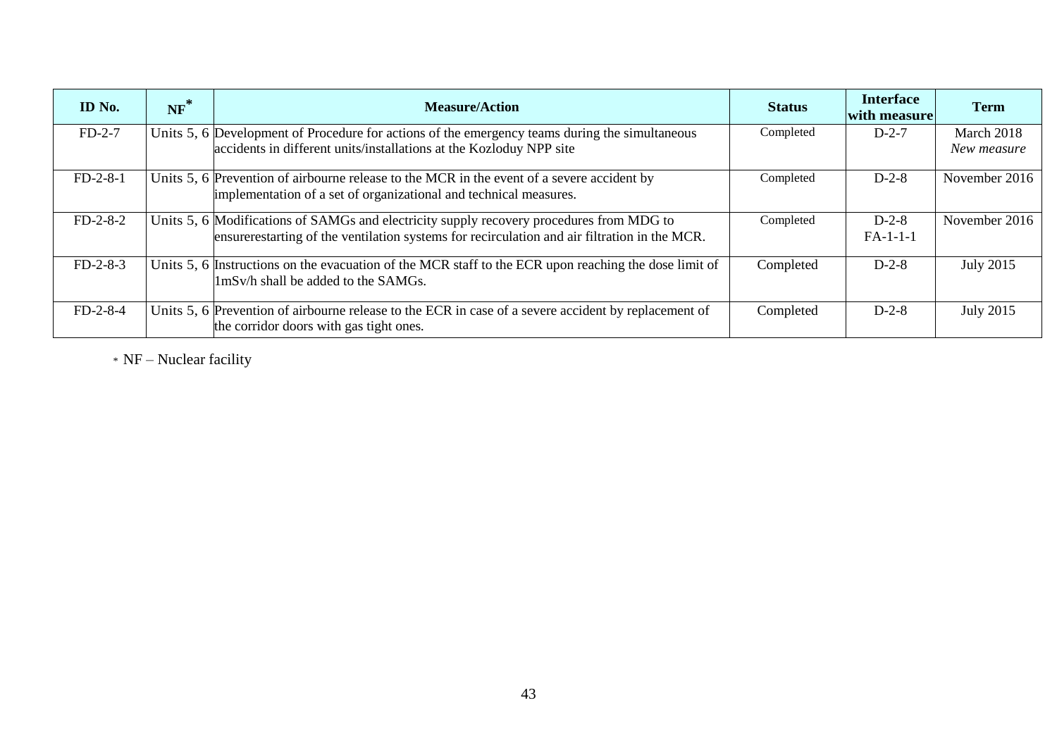| ID No. | NF* | Measure/Action | Status | Interface with measure | Term |
|---|---|---|---|---|---|
| FD-2-7 | Units 5, 6 | Development of Procedure for actions of the emergency teams during the simultaneous accidents in different units/installations at the Kozloduy NPP site | Completed | D-2-7 | March 2018 *New measure* |
| FD-2-8-1 | Units 5, 6 | Prevention of airbourne release to the MCR in the event of a severe accident by implementation of a set of organizational and technical measures. | Completed | D-2-8 | November 2016 |
| FD-2-8-2 | Units 5, 6 | Modifications of SAMGs and electricity supply recovery procedures from MDG to ensurerestarting of the ventilation systems for recirculation and air filtration in the MCR. | Completed | D-2-8 FA-1-1-1 | November 2016 |
| FD-2-8-3 | Units 5, 6 | Instructions on the evacuation of the MCR staff to the ECR upon reaching the dose limit of 1mSv/h shall be added to the SAMGs. | Completed | D-2-8 | July 2015 |
| FD-2-8-4 | Units 5, 6 | Prevention of airbourne release to the ECR in case of a severe accident by replacement of the corridor doors with gas tight ones. | Completed | D-2-8 | July 2015 |

* NF – Nuclear facility